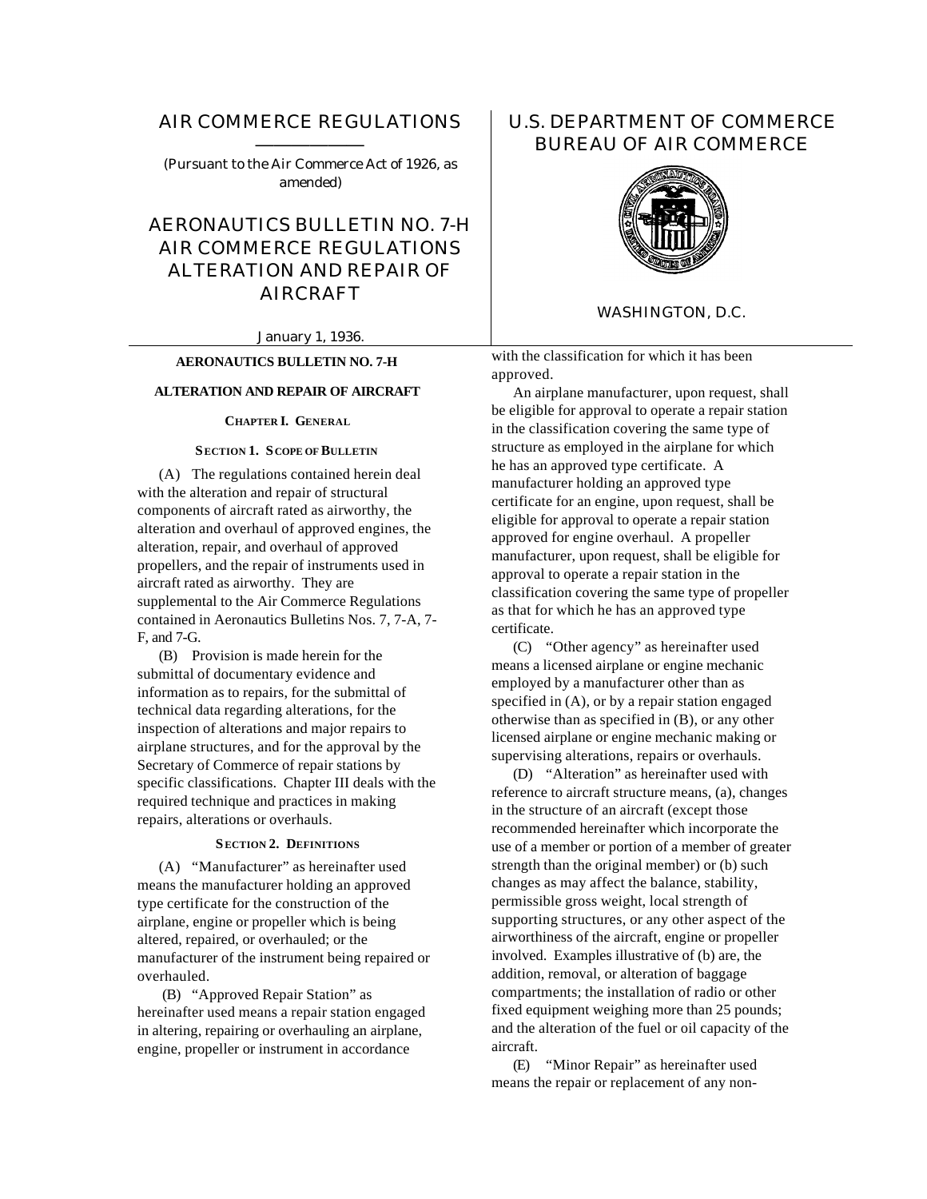# AIR COMMERCE REGULATIONS

(Pursuant to the Air Commerce Act of 1926, as amended)

# AERONAUTICS BULLETIN NO. 7-H AIR COMMERCE REGULATIONS ALTERATION AND REPAIR OF AIRCRAFT

January 1, 1936.

U.S. DEPARTMENT OF COMMERCE
BUREAU OF AIR COMMERCE

WASHINGTON, D.C.

## AERONAUTICS BULLETIN NO. 7-H

## ALTERATION AND REPAIR OF AIRCRAFT

### CHAPTER I. GENERAL

#### SECTION 1. SCOPE OF BULLETIN

(A) The regulations contained herein deal with the alteration and repair of structural components of aircraft rated as airworthy, the alteration and overhaul of approved engines, the alteration, repair, and overhaul of approved propellers, and the repair of instruments used in aircraft rated as airworthy. They are supplemental to the Air Commerce Regulations contained in Aeronautics Bulletins Nos. 7, 7-A, 7-F, and 7-G.

(B) Provision is made herein for the submittal of documentary evidence and information as to repairs, for the submittal of technical data regarding alterations, for the inspection of alterations and major repairs to airplane structures, and for the approval by the Secretary of Commerce of repair stations by specific classifications. Chapter III deals with the required technique and practices in making repairs, alterations or overhauls.

#### SECTION 2. DEFINITIONS

(A) "Manufacturer" as hereinafter used means the manufacturer holding an approved type certificate for the construction of the airplane, engine or propeller which is being altered, repaired, or overhauled; or the manufacturer of the instrument being repaired or overhauled.

(B) "Approved Repair Station" as hereinafter used means a repair station engaged in altering, repairing or overhauling an airplane, engine, propeller or instrument in accordance with the classification for which it has been approved.

An airplane manufacturer, upon request, shall be eligible for approval to operate a repair station in the classification covering the same type of structure as employed in the airplane for which he has an approved type certificate. A manufacturer holding an approved type certificate for an engine, upon request, shall be eligible for approval to operate a repair station approved for engine overhaul. A propeller manufacturer, upon request, shall be eligible for approval to operate a repair station in the classification covering the same type of propeller as that for which he has an approved type certificate.

(C) "Other agency" as hereinafter used means a licensed airplane or engine mechanic employed by a manufacturer other than as specified in (A), or by a repair station engaged otherwise than as specified in (B), or any other licensed airplane or engine mechanic making or supervising alterations, repairs or overhauls.

(D) "Alteration" as hereinafter used with reference to aircraft structure means, (a), changes in the structure of an aircraft (except those recommended hereinafter which incorporate the use of a member or portion of a member of greater strength than the original member) or (b) such changes as may affect the balance, stability, permissible gross weight, local strength of supporting structures, or any other aspect of the airworthiness of the aircraft, engine or propeller involved. Examples illustrative of (b) are, the addition, removal, or alteration of baggage compartments; the installation of radio or other fixed equipment weighing more than 25 pounds; and the alteration of the fuel or oil capacity of the aircraft.

(E) "Minor Repair" as hereinafter used means the repair or replacement of any non-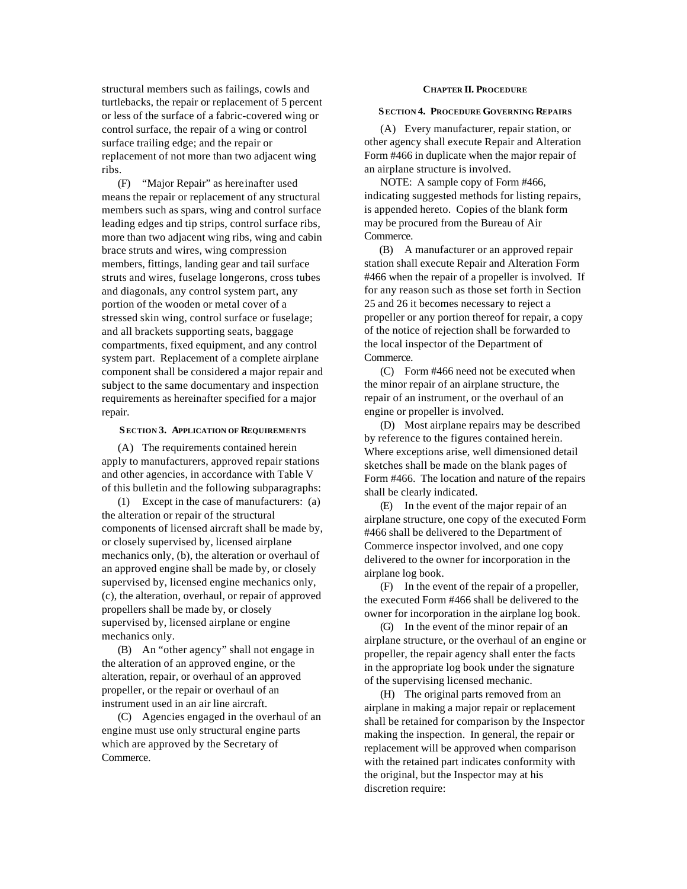structural members such as failings, cowls and turtlebacks, the repair or replacement of 5 percent or less of the surface of a fabric-covered wing or control surface, the repair of a wing or control surface trailing edge; and the repair or replacement of not more than two adjacent wing ribs.

(F) "Major Repair" as hereinafter used means the repair or replacement of any structural members such as spars, wing and control surface leading edges and tip strips, control surface ribs, more than two adjacent wing ribs, wing and cabin brace struts and wires, wing compression members, fittings, landing gear and tail surface struts and wires, fuselage longerons, cross tubes and diagonals, any control system part, any portion of the wooden or metal cover of a stressed skin wing, control surface or fuselage; and all brackets supporting seats, baggage compartments, fixed equipment, and any control system part. Replacement of a complete airplane component shall be considered a major repair and subject to the same documentary and inspection requirements as hereinafter specified for a major repair.

### SECTION 3. APPLICATION OF REQUIREMENTS

(A) The requirements contained herein apply to manufacturers, approved repair stations and other agencies, in accordance with Table V of this bulletin and the following subparagraphs:

(1) Except in the case of manufacturers: (a) the alteration or repair of the structural components of licensed aircraft shall be made by, or closely supervised by, licensed airplane mechanics only, (b), the alteration or overhaul of an approved engine shall be made by, or closely supervised by, licensed engine mechanics only, (c), the alteration, overhaul, or repair of approved propellers shall be made by, or closely supervised by, licensed airplane or engine mechanics only.

(B) An "other agency" shall not engage in the alteration of an approved engine, or the alteration, repair, or overhaul of an approved propeller, or the repair or overhaul of an instrument used in an air line aircraft.

(C) Agencies engaged in the overhaul of an engine must use only structural engine parts which are approved by the Secretary of Commerce.

## CHAPTER II. PROCEDURE

### SECTION 4. PROCEDURE GOVERNING REPAIRS

(A) Every manufacturer, repair station, or other agency shall execute Repair and Alteration Form #466 in duplicate when the major repair of an airplane structure is involved.

NOTE: A sample copy of Form #466, indicating suggested methods for listing repairs, is appended hereto. Copies of the blank form may be procured from the Bureau of Air Commerce.

(B) A manufacturer or an approved repair station shall execute Repair and Alteration Form #466 when the repair of a propeller is involved. If for any reason such as those set forth in Section 25 and 26 it becomes necessary to reject a propeller or any portion thereof for repair, a copy of the notice of rejection shall be forwarded to the local inspector of the Department of Commerce.

(C) Form #466 need not be executed when the minor repair of an airplane structure, the repair of an instrument, or the overhaul of an engine or propeller is involved.

(D) Most airplane repairs may be described by reference to the figures contained herein. Where exceptions arise, well dimensioned detail sketches shall be made on the blank pages of Form #466. The location and nature of the repairs shall be clearly indicated.

(E) In the event of the major repair of an airplane structure, one copy of the executed Form #466 shall be delivered to the Department of Commerce inspector involved, and one copy delivered to the owner for incorporation in the airplane log book.

(F) In the event of the repair of a propeller, the executed Form #466 shall be delivered to the owner for incorporation in the airplane log book.

(G) In the event of the minor repair of an airplane structure, or the overhaul of an engine or propeller, the repair agency shall enter the facts in the appropriate log book under the signature of the supervising licensed mechanic.

(H) The original parts removed from an airplane in making a major repair or replacement shall be retained for comparison by the Inspector making the inspection. In general, the repair or replacement will be approved when comparison with the retained part indicates conformity with the original, but the Inspector may at his discretion require: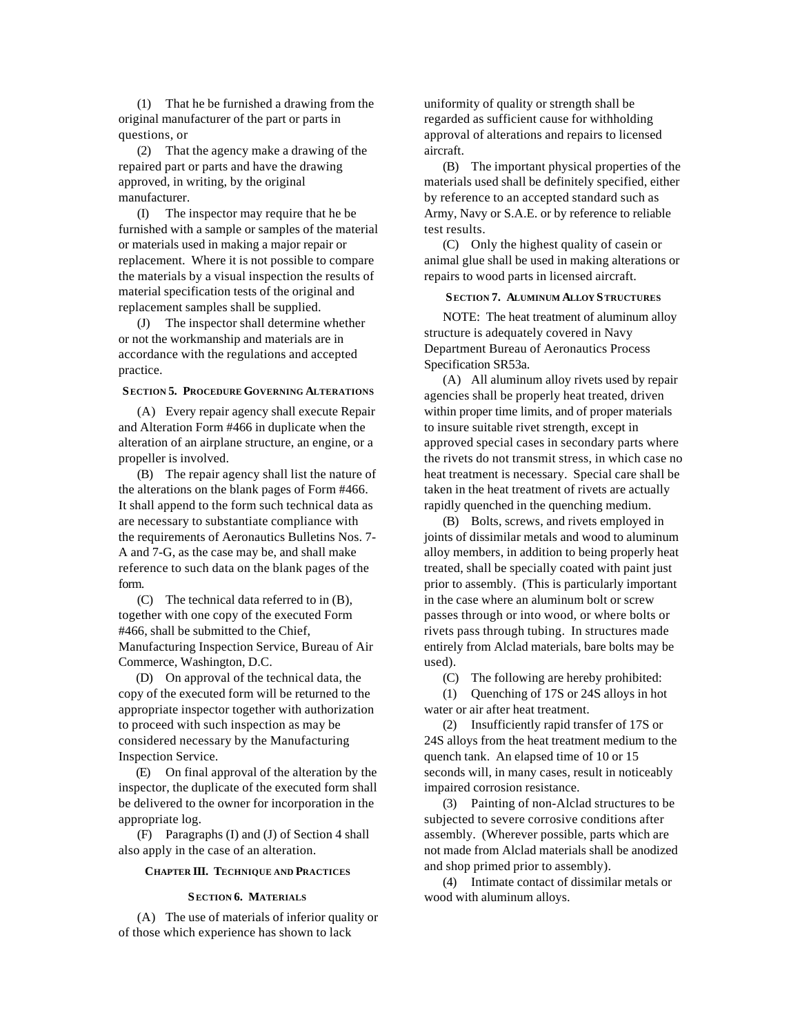(1) That he be furnished a drawing from the original manufacturer of the part or parts in questions, or

(2) That the agency make a drawing of the repaired part or parts and have the drawing approved, in writing, by the original manufacturer.

(I) The inspector may require that he be furnished with a sample or samples of the material or materials used in making a major repair or replacement. Where it is not possible to compare the materials by a visual inspection the results of material specification tests of the original and replacement samples shall be supplied.

(J) The inspector shall determine whether or not the workmanship and materials are in accordance with the regulations and accepted practice.

### SECTION 5. PROCEDURE GOVERNING ALTERATIONS

(A) Every repair agency shall execute Repair and Alteration Form #466 in duplicate when the alteration of an airplane structure, an engine, or a propeller is involved.

(B) The repair agency shall list the nature of the alterations on the blank pages of Form #466. It shall append to the form such technical data as are necessary to substantiate compliance with the requirements of Aeronautics Bulletins Nos. 7-A and 7-G, as the case may be, and shall make reference to such data on the blank pages of the form.

(C) The technical data referred to in (B), together with one copy of the executed Form #466, shall be submitted to the Chief, Manufacturing Inspection Service, Bureau of Air Commerce, Washington, D.C.

(D) On approval of the technical data, the copy of the executed form will be returned to the appropriate inspector together with authorization to proceed with such inspection as may be considered necessary by the Manufacturing Inspection Service.

(E) On final approval of the alteration by the inspector, the duplicate of the executed form shall be delivered to the owner for incorporation in the appropriate log.

(F) Paragraphs (I) and (J) of Section 4 shall also apply in the case of an alteration.

## CHAPTER III. TECHNIQUE AND PRACTICES

### SECTION 6. MATERIALS

(A) The use of materials of inferior quality or of those which experience has shown to lack uniformity of quality or strength shall be regarded as sufficient cause for withholding approval of alterations and repairs to licensed aircraft.

(B) The important physical properties of the materials used shall be definitely specified, either by reference to an accepted standard such as Army, Navy or S.A.E. or by reference to reliable test results.

(C) Only the highest quality of casein or animal glue shall be used in making alterations or repairs to wood parts in licensed aircraft.

### SECTION 7. ALUMINUM ALLOY STRUCTURES

NOTE: The heat treatment of aluminum alloy structure is adequately covered in Navy Department Bureau of Aeronautics Process Specification SR53a.

(A) All aluminum alloy rivets used by repair agencies shall be properly heat treated, driven within proper time limits, and of proper materials to insure suitable rivet strength, except in approved special cases in secondary parts where the rivets do not transmit stress, in which case no heat treatment is necessary. Special care shall be taken in the heat treatment of rivets are actually rapidly quenched in the quenching medium.

(B) Bolts, screws, and rivets employed in joints of dissimilar metals and wood to aluminum alloy members, in addition to being properly heat treated, shall be specially coated with paint just prior to assembly. (This is particularly important in the case where an aluminum bolt or screw passes through or into wood, or where bolts or rivets pass through tubing. In structures made entirely from Alclad materials, bare bolts may be used).

(C) The following are hereby prohibited:

(1) Quenching of 17S or 24S alloys in hot water or air after heat treatment.

(2) Insufficiently rapid transfer of 17S or 24S alloys from the heat treatment medium to the quench tank. An elapsed time of 10 or 15 seconds will, in many cases, result in noticeably impaired corrosion resistance.

(3) Painting of non-Alclad structures to be subjected to severe corrosive conditions after assembly. (Wherever possible, parts which are not made from Alclad materials shall be anodized and shop primed prior to assembly).

(4) Intimate contact of dissimilar metals or wood with aluminum alloys.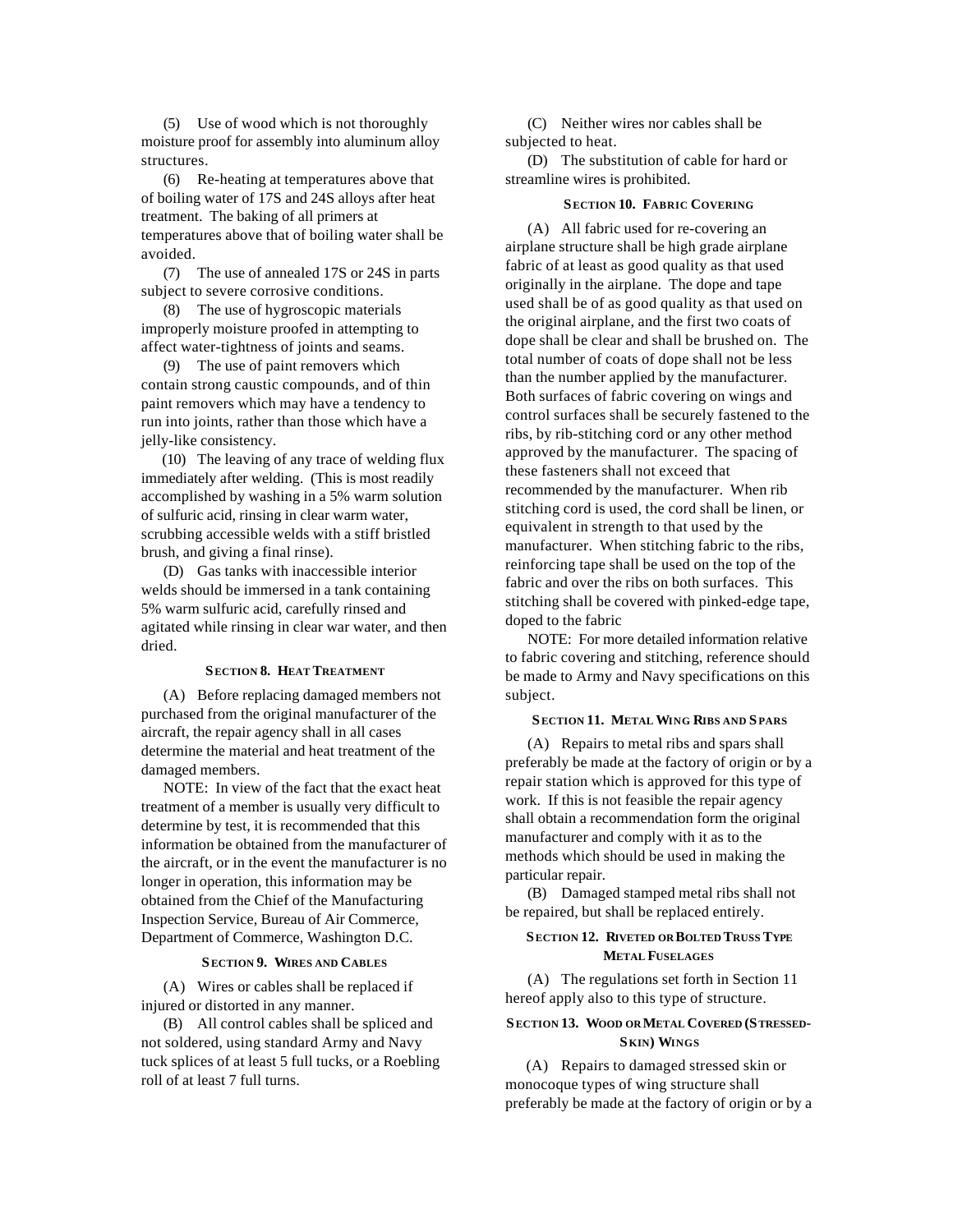(5) Use of wood which is not thoroughly moisture proof for assembly into aluminum alloy structures.

(6) Re-heating at temperatures above that of boiling water of 17S and 24S alloys after heat treatment. The baking of all primers at temperatures above that of boiling water shall be avoided.

(7) The use of annealed 17S or 24S in parts subject to severe corrosive conditions.

(8) The use of hygroscopic materials improperly moisture proofed in attempting to affect water-tightness of joints and seams.

(9) The use of paint removers which contain strong caustic compounds, and of thin paint removers which may have a tendency to run into joints, rather than those which have a jelly-like consistency.

(10) The leaving of any trace of welding flux immediately after welding. (This is most readily accomplished by washing in a 5% warm solution of sulfuric acid, rinsing in clear warm water, scrubbing accessible welds with a stiff bristled brush, and giving a final rinse).

(D) Gas tanks with inaccessible interior welds should be immersed in a tank containing 5% warm sulfuric acid, carefully rinsed and agitated while rinsing in clear war water, and then dried.

### SECTION 8. HEAT TREATMENT

(A) Before replacing damaged members not purchased from the original manufacturer of the aircraft, the repair agency shall in all cases determine the material and heat treatment of the damaged members.

NOTE: In view of the fact that the exact heat treatment of a member is usually very difficult to determine by test, it is recommended that this information be obtained from the manufacturer of the aircraft, or in the event the manufacturer is no longer in operation, this information may be obtained from the Chief of the Manufacturing Inspection Service, Bureau of Air Commerce, Department of Commerce, Washington D.C.

### SECTION 9. WIRES AND CABLES

(A) Wires or cables shall be replaced if injured or distorted in any manner.

(B) All control cables shall be spliced and not soldered, using standard Army and Navy tuck splices of at least 5 full tucks, or a Roebling roll of at least 7 full turns.

(C) Neither wires nor cables shall be subjected to heat.

(D) The substitution of cable for hard or streamline wires is prohibited.

### SECTION 10. FABRIC COVERING

(A) All fabric used for re-covering an airplane structure shall be high grade airplane fabric of at least as good quality as that used originally in the airplane. The dope and tape used shall be of as good quality as that used on the original airplane, and the first two coats of dope shall be clear and shall be brushed on. The total number of coats of dope shall not be less than the number applied by the manufacturer. Both surfaces of fabric covering on wings and control surfaces shall be securely fastened to the ribs, by rib-stitching cord or any other method approved by the manufacturer. The spacing of these fasteners shall not exceed that recommended by the manufacturer. When rib stitching cord is used, the cord shall be linen, or equivalent in strength to that used by the manufacturer. When stitching fabric to the ribs, reinforcing tape shall be used on the top of the fabric and over the ribs on both surfaces. This stitching shall be covered with pinked-edge tape, doped to the fabric

NOTE: For more detailed information relative to fabric covering and stitching, reference should be made to Army and Navy specifications on this subject.

### SECTION 11. METAL WING RIBS AND SPARS

(A) Repairs to metal ribs and spars shall preferably be made at the factory of origin or by a repair station which is approved for this type of work. If this is not feasible the repair agency shall obtain a recommendation form the original manufacturer and comply with it as to the methods which should be used in making the particular repair.

(B) Damaged stamped metal ribs shall not be repaired, but shall be replaced entirely.

### SECTION 12. RIVETED OR BOLTED TRUSS TYPE METAL FUSELAGES

(A) The regulations set forth in Section 11 hereof apply also to this type of structure.

### SECTION 13. WOOD OR METAL COVERED (STRESSED-SKIN) WINGS

(A) Repairs to damaged stressed skin or monocoque types of wing structure shall preferably be made at the factory of origin or by a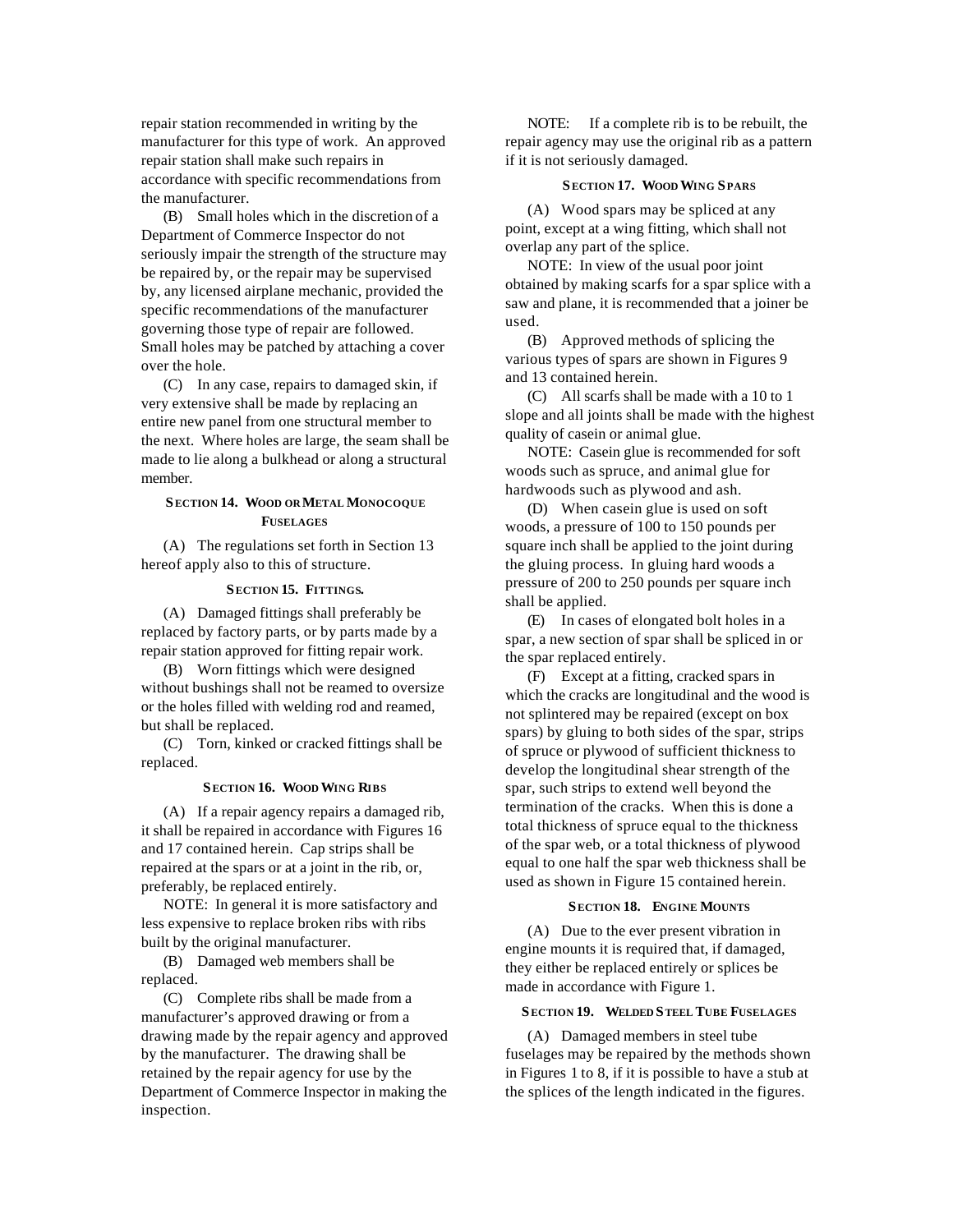repair station recommended in writing by the manufacturer for this type of work. An approved repair station shall make such repairs in accordance with specific recommendations from the manufacturer.

(B) Small holes which in the discretion of a Department of Commerce Inspector do not seriously impair the strength of the structure may be repaired by, or the repair may be supervised by, any licensed airplane mechanic, provided the specific recommendations of the manufacturer governing those type of repair are followed. Small holes may be patched by attaching a cover over the hole.

(C) In any case, repairs to damaged skin, if very extensive shall be made by replacing an entire new panel from one structural member to the next. Where holes are large, the seam shall be made to lie along a bulkhead or along a structural member.

### SECTION 14. WOOD OR METAL MONOCOQUE FUSELAGES

(A) The regulations set forth in Section 13 hereof apply also to this of structure.

### SECTION 15. FITTINGS.

(A) Damaged fittings shall preferably be replaced by factory parts, or by parts made by a repair station approved for fitting repair work.

(B) Worn fittings which were designed without bushings shall not be reamed to oversize or the holes filled with welding rod and reamed, but shall be replaced.

(C) Torn, kinked or cracked fittings shall be replaced.

### SECTION 16. WOOD WING RIBS

(A) If a repair agency repairs a damaged rib, it shall be repaired in accordance with Figures 16 and 17 contained herein. Cap strips shall be repaired at the spars or at a joint in the rib, or, preferably, be replaced entirely.

NOTE: In general it is more satisfactory and less expensive to replace broken ribs with ribs built by the original manufacturer.

(B) Damaged web members shall be replaced.

(C) Complete ribs shall be made from a manufacturer's approved drawing or from a drawing made by the repair agency and approved by the manufacturer. The drawing shall be retained by the repair agency for use by the Department of Commerce Inspector in making the inspection.

NOTE: If a complete rib is to be rebuilt, the repair agency may use the original rib as a pattern if it is not seriously damaged.

### SECTION 17. WOOD WING SPARS

(A) Wood spars may be spliced at any point, except at a wing fitting, which shall not overlap any part of the splice.

NOTE: In view of the usual poor joint obtained by making scarfs for a spar splice with a saw and plane, it is recommended that a joiner be used.

(B) Approved methods of splicing the various types of spars are shown in Figures 9 and 13 contained herein.

(C) All scarfs shall be made with a 10 to 1 slope and all joints shall be made with the highest quality of casein or animal glue.

NOTE: Casein glue is recommended for soft woods such as spruce, and animal glue for hardwoods such as plywood and ash.

(D) When casein glue is used on soft woods, a pressure of 100 to 150 pounds per square inch shall be applied to the joint during the gluing process. In gluing hard woods a pressure of 200 to 250 pounds per square inch shall be applied.

(E) In cases of elongated bolt holes in a spar, a new section of spar shall be spliced in or the spar replaced entirely.

(F) Except at a fitting, cracked spars in which the cracks are longitudinal and the wood is not splintered may be repaired (except on box spars) by gluing to both sides of the spar, strips of spruce or plywood of sufficient thickness to develop the longitudinal shear strength of the spar, such strips to extend well beyond the termination of the cracks. When this is done a total thickness of spruce equal to the thickness of the spar web, or a total thickness of plywood equal to one half the spar web thickness shall be used as shown in Figure 15 contained herein.

### SECTION 18. ENGINE MOUNTS

(A) Due to the ever present vibration in engine mounts it is required that, if damaged, they either be replaced entirely or splices be made in accordance with Figure 1.

### SECTION 19. WELDED STEEL TUBE FUSELAGES

(A) Damaged members in steel tube fuselages may be repaired by the methods shown in Figures 1 to 8, if it is possible to have a stub at the splices of the length indicated in the figures.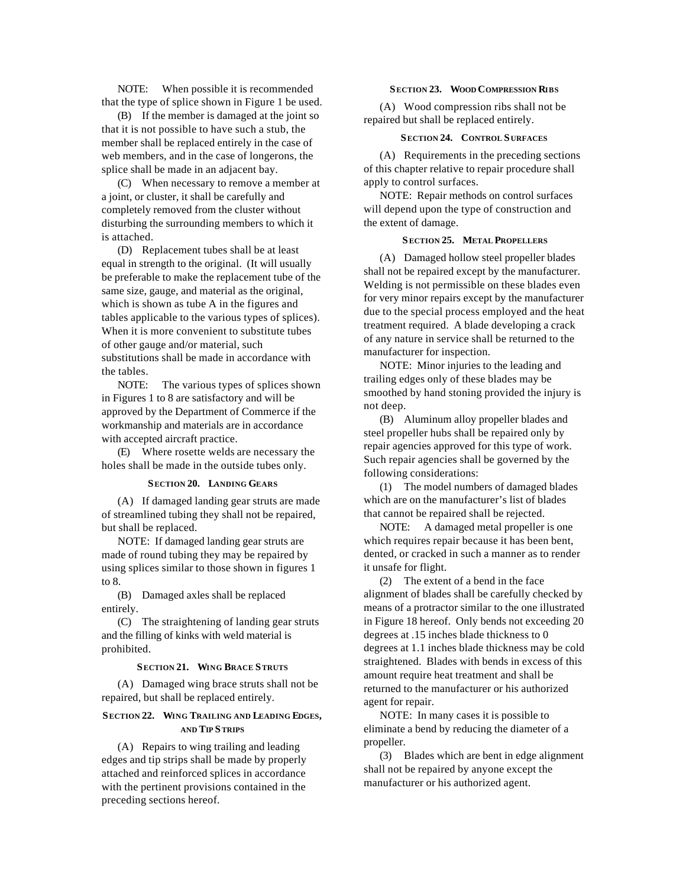NOTE: When possible it is recommended that the type of splice shown in Figure 1 be used.

(B) If the member is damaged at the joint so that it is not possible to have such a stub, the member shall be replaced entirely in the case of web members, and in the case of longerons, the splice shall be made in an adjacent bay.

(C) When necessary to remove a member at a joint, or cluster, it shall be carefully and completely removed from the cluster without disturbing the surrounding members to which it is attached.

(D) Replacement tubes shall be at least equal in strength to the original. (It will usually be preferable to make the replacement tube of the same size, gauge, and material as the original, which is shown as tube A in the figures and tables applicable to the various types of splices). When it is more convenient to substitute tubes of other gauge and/or material, such substitutions shall be made in accordance with the tables.

NOTE: The various types of splices shown in Figures 1 to 8 are satisfactory and will be approved by the Department of Commerce if the workmanship and materials are in accordance with accepted aircraft practice.

(E) Where rosette welds are necessary the holes shall be made in the outside tubes only.

#### SECTION 20. LANDING GEARS

(A) If damaged landing gear struts are made of streamlined tubing they shall not be repaired, but shall be replaced.

NOTE: If damaged landing gear struts are made of round tubing they may be repaired by using splices similar to those shown in figures 1 to 8.

(B) Damaged axles shall be replaced entirely.

(C) The straightening of landing gear struts and the filling of kinks with weld material is prohibited.

#### SECTION 21. WING BRACE STRUTS

(A) Damaged wing brace struts shall not be repaired, but shall be replaced entirely.

#### SECTION 22. WING TRAILING AND LEADING EDGES, AND TIP STRIPS

(A) Repairs to wing trailing and leading edges and tip strips shall be made by properly attached and reinforced splices in accordance with the pertinent provisions contained in the preceding sections hereof.

#### SECTION 23. WOOD COMPRESSION RIBS

(A) Wood compression ribs shall not be repaired but shall be replaced entirely.

#### SECTION 24. CONTROL SURFACES

(A) Requirements in the preceding sections of this chapter relative to repair procedure shall apply to control surfaces.

NOTE: Repair methods on control surfaces will depend upon the type of construction and the extent of damage.

#### SECTION 25. METAL PROPELLERS

(A) Damaged hollow steel propeller blades shall not be repaired except by the manufacturer. Welding is not permissible on these blades even for very minor repairs except by the manufacturer due to the special process employed and the heat treatment required. A blade developing a crack of any nature in service shall be returned to the manufacturer for inspection.

NOTE: Minor injuries to the leading and trailing edges only of these blades may be smoothed by hand stoning provided the injury is not deep.

(B) Aluminum alloy propeller blades and steel propeller hubs shall be repaired only by repair agencies approved for this type of work. Such repair agencies shall be governed by the following considerations:

(1) The model numbers of damaged blades which are on the manufacturer's list of blades that cannot be repaired shall be rejected.

NOTE: A damaged metal propeller is one which requires repair because it has been bent, dented, or cracked in such a manner as to render it unsafe for flight.

(2) The extent of a bend in the face alignment of blades shall be carefully checked by means of a protractor similar to the one illustrated in Figure 18 hereof. Only bends not exceeding 20 degrees at .15 inches blade thickness to 0 degrees at 1.1 inches blade thickness may be cold straightened. Blades with bends in excess of this amount require heat treatment and shall be returned to the manufacturer or his authorized agent for repair.

NOTE: In many cases it is possible to eliminate a bend by reducing the diameter of a propeller.

(3) Blades which are bent in edge alignment shall not be repaired by anyone except the manufacturer or his authorized agent.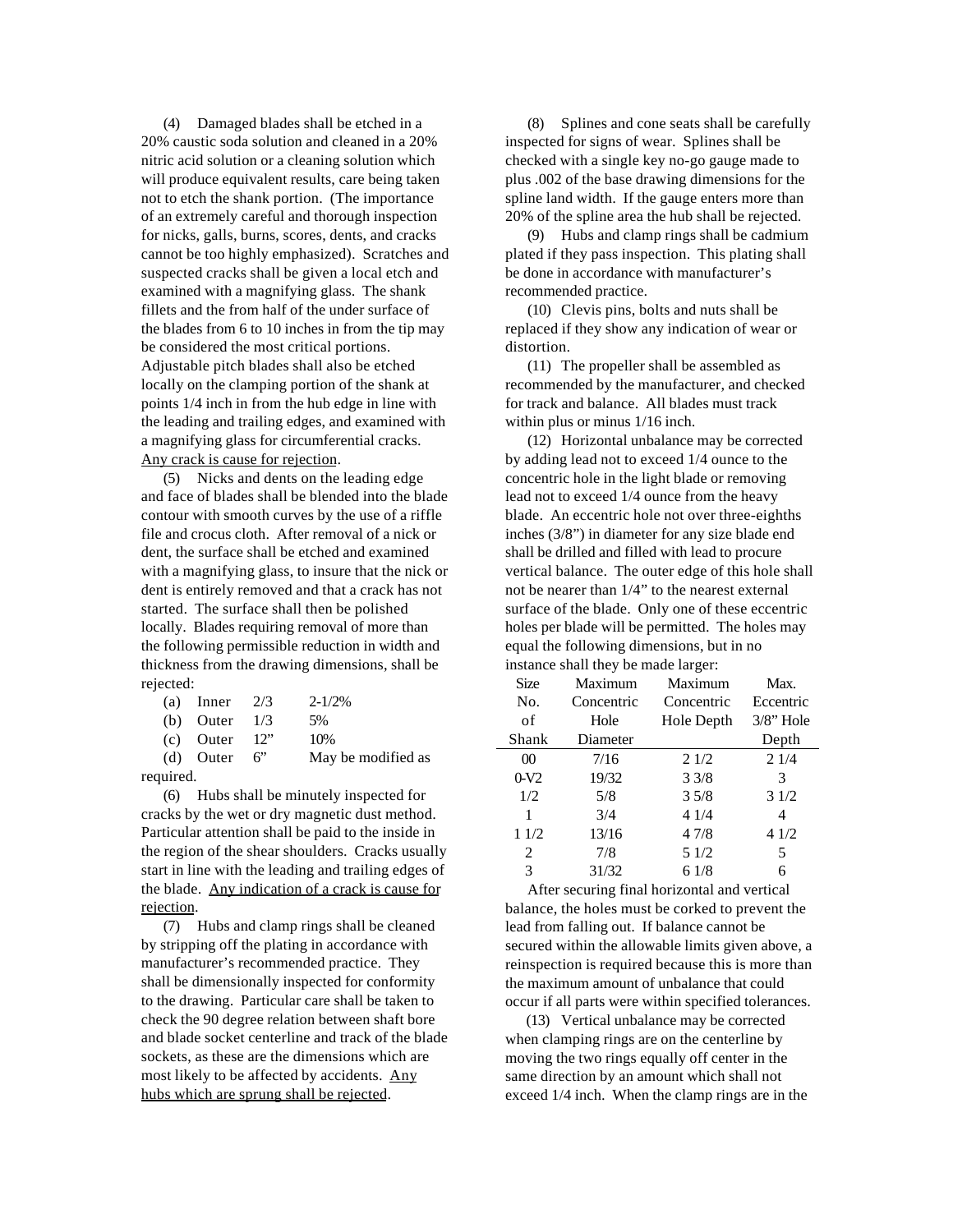(4) Damaged blades shall be etched in a 20% caustic soda solution and cleaned in a 20% nitric acid solution or a cleaning solution which will produce equivalent results, care being taken not to etch the shank portion. (The importance of an extremely careful and thorough inspection for nicks, galls, burns, scores, dents, and cracks cannot be too highly emphasized). Scratches and suspected cracks shall be given a local etch and examined with a magnifying glass. The shank fillets and the from half of the under surface of the blades from 6 to 10 inches in from the tip may be considered the most critical portions. Adjustable pitch blades shall also be etched locally on the clamping portion of the shank at points 1/4 inch in from the hub edge in line with the leading and trailing edges, and examined with a magnifying glass for circumferential cracks. Any crack is cause for rejection.

(5) Nicks and dents on the leading edge and face of blades shall be blended into the blade contour with smooth curves by the use of a riffle file and crocus cloth. After removal of a nick or dent, the surface shall be etched and examined with a magnifying glass, to insure that the nick or dent is entirely removed and that a crack has not started. The surface shall then be polished locally. Blades requiring removal of more than the following permissible reduction in width and thickness from the drawing dimensions, shall be rejected:

(a) Inner 2/3 2-1/2%

(b) Outer 1/3 5%

(c) Outer 12" 10%

(d) Outer 6" May be modified as required.

(6) Hubs shall be minutely inspected for cracks by the wet or dry magnetic dust method. Particular attention shall be paid to the inside in the region of the shear shoulders. Cracks usually start in line with the leading and trailing edges of the blade. Any indication of a crack is cause for rejection.

(7) Hubs and clamp rings shall be cleaned by stripping off the plating in accordance with manufacturer's recommended practice. They shall be dimensionally inspected for conformity to the drawing. Particular care shall be taken to check the 90 degree relation between shaft bore and blade socket centerline and track of the blade sockets, as these are the dimensions which are most likely to be affected by accidents. Any hubs which are sprung shall be rejected.

(8) Splines and cone seats shall be carefully inspected for signs of wear. Splines shall be checked with a single key no-go gauge made to plus .002 of the base drawing dimensions for the spline land width. If the gauge enters more than 20% of the spline area the hub shall be rejected.

(9) Hubs and clamp rings shall be cadmium plated if they pass inspection. This plating shall be done in accordance with manufacturer's recommended practice.

(10) Clevis pins, bolts and nuts shall be replaced if they show any indication of wear or distortion.

(11) The propeller shall be assembled as recommended by the manufacturer, and checked for track and balance. All blades must track within plus or minus 1/16 inch.

(12) Horizontal unbalance may be corrected by adding lead not to exceed 1/4 ounce to the concentric hole in the light blade or removing lead not to exceed 1/4 ounce from the heavy blade. An eccentric hole not over three-eighths inches (3/8") in diameter for any size blade end shall be drilled and filled with lead to procure vertical balance. The outer edge of this hole shall not be nearer than 1/4" to the nearest external surface of the blade. Only one of these eccentric holes per blade will be permitted. The holes may equal the following dimensions, but in no instance shall they be made larger:

| Size No. of Shank | Maximum Concentric Hole Diameter | Maximum Concentric Hole Depth | Max. Eccentric 3/8" Hole Depth |
|---|---|---|---|
| 00 | 7/16 | 2 1/2 | 2 1/4 |
| 0-1/2 | 19/32 | 3 3/8 | 3 |
| 1/2 | 5/8 | 3 5/8 | 3 1/2 |
| 1 | 3/4 | 4 1/4 | 4 |
| 1 1/2 | 13/16 | 4 7/8 | 4 1/2 |
| 2 | 7/8 | 5 1/2 | 5 |
| 3 | 31/32 | 6 1/8 | 6 |

After securing final horizontal and vertical balance, the holes must be corked to prevent the lead from falling out. If balance cannot be secured within the allowable limits given above, a reinspection is required because this is more than the maximum amount of unbalance that could occur if all parts were within specified tolerances.

(13) Vertical unbalance may be corrected when clamping rings are on the centerline by moving the two rings equally off center in the same direction by an amount which shall not exceed 1/4 inch. When the clamp rings are in the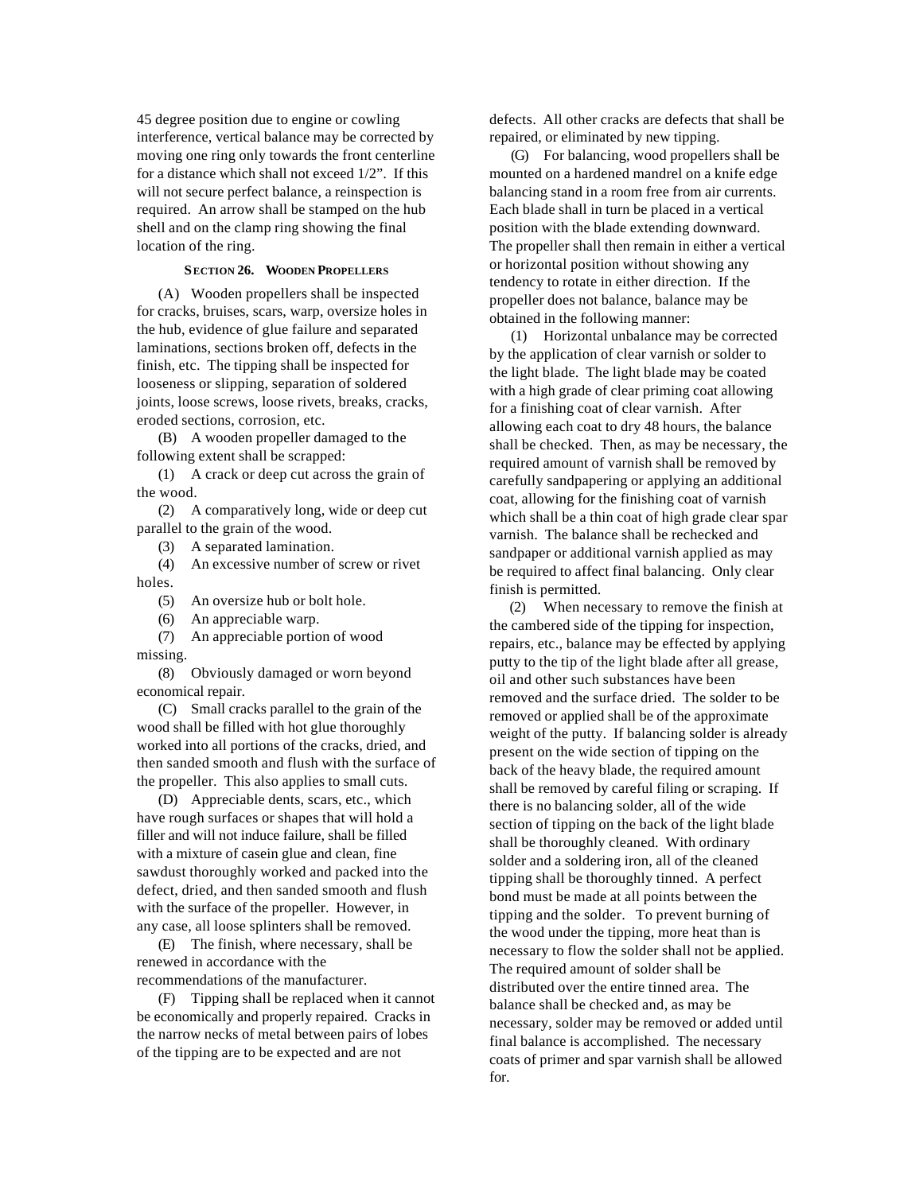45 degree position due to engine or cowling interference, vertical balance may be corrected by moving one ring only towards the front centerline for a distance which shall not exceed 1/2". If this will not secure perfect balance, a reinspection is required. An arrow shall be stamped on the hub shell and on the clamp ring showing the final location of the ring.

### SECTION 26. WOODEN PROPELLERS

(A) Wooden propellers shall be inspected for cracks, bruises, scars, warp, oversize holes in the hub, evidence of glue failure and separated laminations, sections broken off, defects in the finish, etc. The tipping shall be inspected for looseness or slipping, separation of soldered joints, loose screws, loose rivets, breaks, cracks, eroded sections, corrosion, etc.

(B) A wooden propeller damaged to the following extent shall be scrapped:

(1) A crack or deep cut across the grain of the wood.

(2) A comparatively long, wide or deep cut parallel to the grain of the wood.

(3) A separated lamination.

(4) An excessive number of screw or rivet holes.

(5) An oversize hub or bolt hole.

(6) An appreciable warp.

(7) An appreciable portion of wood missing.

(8) Obviously damaged or worn beyond economical repair.

(C) Small cracks parallel to the grain of the wood shall be filled with hot glue thoroughly worked into all portions of the cracks, dried, and then sanded smooth and flush with the surface of the propeller. This also applies to small cuts.

(D) Appreciable dents, scars, etc., which have rough surfaces or shapes that will hold a filler and will not induce failure, shall be filled with a mixture of casein glue and clean, fine sawdust thoroughly worked and packed into the defect, dried, and then sanded smooth and flush with the surface of the propeller. However, in any case, all loose splinters shall be removed.

(E) The finish, where necessary, shall be renewed in accordance with the recommendations of the manufacturer.

(F) Tipping shall be replaced when it cannot be economically and properly repaired. Cracks in the narrow necks of metal between pairs of lobes of the tipping are to be expected and are not defects. All other cracks are defects that shall be repaired, or eliminated by new tipping.

(G) For balancing, wood propellers shall be mounted on a hardened mandrel on a knife edge balancing stand in a room free from air currents. Each blade shall in turn be placed in a vertical position with the blade extending downward. The propeller shall then remain in either a vertical or horizontal position without showing any tendency to rotate in either direction. If the propeller does not balance, balance may be obtained in the following manner:

(1) Horizontal unbalance may be corrected by the application of clear varnish or solder to the light blade. The light blade may be coated with a high grade of clear priming coat allowing for a finishing coat of clear varnish. After allowing each coat to dry 48 hours, the balance shall be checked. Then, as may be necessary, the required amount of varnish shall be removed by carefully sandpapering or applying an additional coat, allowing for the finishing coat of varnish which shall be a thin coat of high grade clear spar varnish. The balance shall be rechecked and sandpaper or additional varnish applied as may be required to affect final balancing. Only clear finish is permitted.

(2) When necessary to remove the finish at the cambered side of the tipping for inspection, repairs, etc., balance may be effected by applying putty to the tip of the light blade after all grease, oil and other such substances have been removed and the surface dried. The solder to be removed or applied shall be of the approximate weight of the putty. If balancing solder is already present on the wide section of tipping on the back of the heavy blade, the required amount shall be removed by careful filing or scraping. If there is no balancing solder, all of the wide section of tipping on the back of the light blade shall be thoroughly cleaned. With ordinary solder and a soldering iron, all of the cleaned tipping shall be thoroughly tinned. A perfect bond must be made at all points between the tipping and the solder. To prevent burning of the wood under the tipping, more heat than is necessary to flow the solder shall not be applied. The required amount of solder shall be distributed over the entire tinned area. The balance shall be checked and, as may be necessary, solder may be removed or added until final balance is accomplished. The necessary coats of primer and spar varnish shall be allowed for.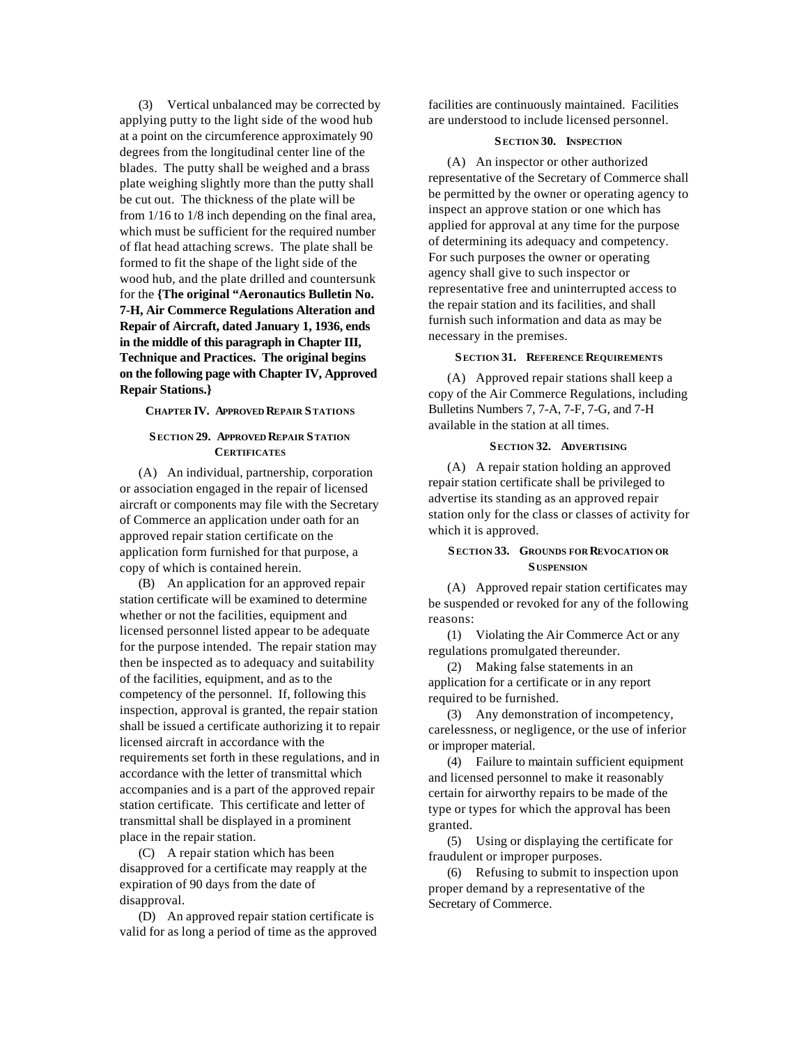(3) Vertical unbalanced may be corrected by applying putty to the light side of the wood hub at a point on the circumference approximately 90 degrees from the longitudinal center line of the blades. The putty shall be weighed and a brass plate weighing slightly more than the putty shall be cut out. The thickness of the plate will be from 1/16 to 1/8 inch depending on the final area, which must be sufficient for the required number of flat head attaching screws. The plate shall be formed to fit the shape of the light side of the wood hub, and the plate drilled and countersunk for the **{The original "Aeronautics Bulletin No. 7-H, Air Commerce Regulations Alteration and Repair of Aircraft, dated January 1, 1936, ends in the middle of this paragraph in Chapter III, Technique and Practices. The original begins on the following page with Chapter IV, Approved Repair Stations.}**

## CHAPTER IV. APPROVED REPAIR STATIONS

### SECTION 29. APPROVED REPAIR STATION CERTIFICATES

(A) An individual, partnership, corporation or association engaged in the repair of licensed aircraft or components may file with the Secretary of Commerce an application under oath for an approved repair station certificate on the application form furnished for that purpose, a copy of which is contained herein.

(B) An application for an approved repair station certificate will be examined to determine whether or not the facilities, equipment and licensed personnel listed appear to be adequate for the purpose intended. The repair station may then be inspected as to adequacy and suitability of the facilities, equipment, and as to the competency of the personnel. If, following this inspection, approval is granted, the repair station shall be issued a certificate authorizing it to repair licensed aircraft in accordance with the requirements set forth in these regulations, and in accordance with the letter of transmittal which accompanies and is a part of the approved repair station certificate. This certificate and letter of transmittal shall be displayed in a prominent place in the repair station.

(C) A repair station which has been disapproved for a certificate may reapply at the expiration of 90 days from the date of disapproval.

(D) An approved repair station certificate is valid for as long a period of time as the approved facilities are continuously maintained. Facilities are understood to include licensed personnel.

### SECTION 30. INSPECTION

(A) An inspector or other authorized representative of the Secretary of Commerce shall be permitted by the owner or operating agency to inspect an approve station or one which has applied for approval at any time for the purpose of determining its adequacy and competency. For such purposes the owner or operating agency shall give to such inspector or representative free and uninterrupted access to the repair station and its facilities, and shall furnish such information and data as may be necessary in the premises.

### SECTION 31. REFERENCE REQUIREMENTS

(A) Approved repair stations shall keep a copy of the Air Commerce Regulations, including Bulletins Numbers 7, 7-A, 7-F, 7-G, and 7-H available in the station at all times.

### SECTION 32. ADVERTISING

(A) A repair station holding an approved repair station certificate shall be privileged to advertise its standing as an approved repair station only for the class or classes of activity for which it is approved.

### SECTION 33. GROUNDS FOR REVOCATION OR SUSPENSION

(A) Approved repair station certificates may be suspended or revoked for any of the following reasons:

(1) Violating the Air Commerce Act or any regulations promulgated thereunder.

(2) Making false statements in an application for a certificate or in any report required to be furnished.

(3) Any demonstration of incompetency, carelessness, or negligence, or the use of inferior or improper material.

(4) Failure to maintain sufficient equipment and licensed personnel to make it reasonably certain for airworthy repairs to be made of the type or types for which the approval has been granted.

(5) Using or displaying the certificate for fraudulent or improper purposes.

(6) Refusing to submit to inspection upon proper demand by a representative of the Secretary of Commerce.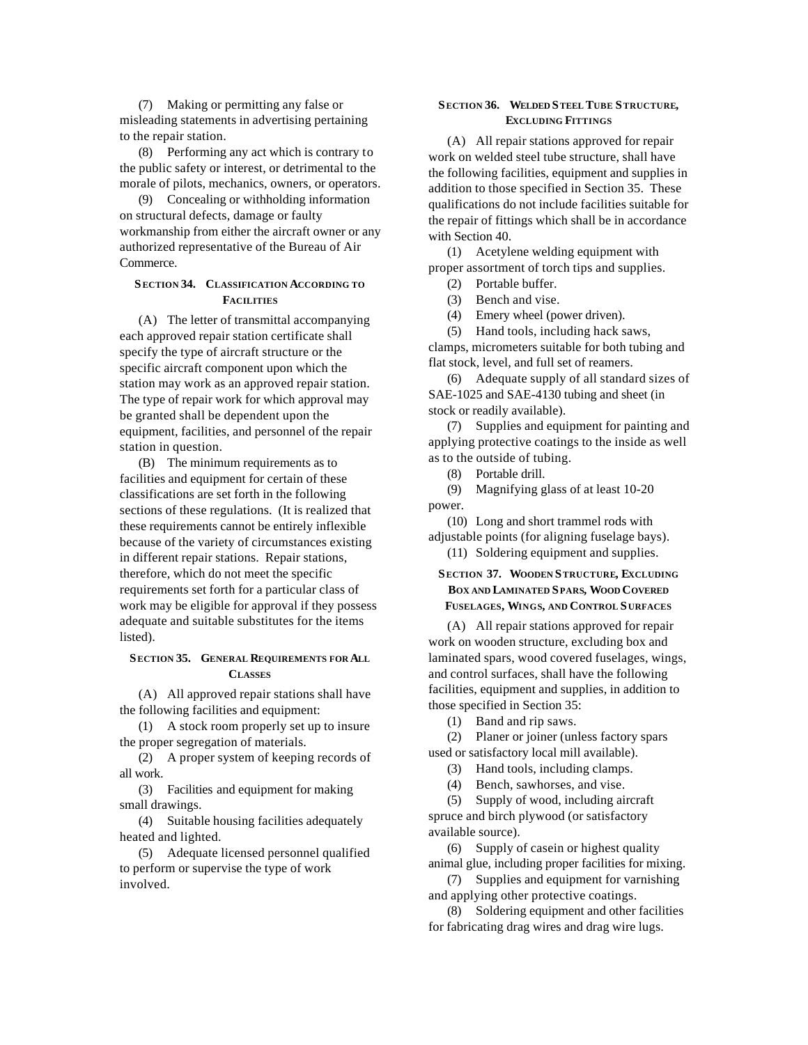(7) Making or permitting any false or misleading statements in advertising pertaining to the repair station.

(8) Performing any act which is contrary to the public safety or interest, or detrimental to the morale of pilots, mechanics, owners, or operators.

(9) Concealing or withholding information on structural defects, damage or faulty workmanship from either the aircraft owner or any authorized representative of the Bureau of Air Commerce.

### SECTION 34. CLASSIFICATION ACCORDING TO FACILITIES

(A) The letter of transmittal accompanying each approved repair station certificate shall specify the type of aircraft structure or the specific aircraft component upon which the station may work as an approved repair station. The type of repair work for which approval may be granted shall be dependent upon the equipment, facilities, and personnel of the repair station in question.

(B) The minimum requirements as to facilities and equipment for certain of these classifications are set forth in the following sections of these regulations. (It is realized that these requirements cannot be entirely inflexible because of the variety of circumstances existing in different repair stations. Repair stations, therefore, which do not meet the specific requirements set forth for a particular class of work may be eligible for approval if they possess adequate and suitable substitutes for the items listed).

### SECTION 35. GENERAL REQUIREMENTS FOR ALL CLASSES

(A) All approved repair stations shall have the following facilities and equipment:

(1) A stock room properly set up to insure the proper segregation of materials.

(2) A proper system of keeping records of all work.

(3) Facilities and equipment for making small drawings.

(4) Suitable housing facilities adequately heated and lighted.

(5) Adequate licensed personnel qualified to perform or supervise the type of work involved.

### SECTION 36. WELDED STEEL TUBE STRUCTURE, EXCLUDING FITTINGS

(A) All repair stations approved for repair work on welded steel tube structure, shall have the following facilities, equipment and supplies in addition to those specified in Section 35. These qualifications do not include facilities suitable for the repair of fittings which shall be in accordance with Section 40.

(1) Acetylene welding equipment with proper assortment of torch tips and supplies.

(2) Portable buffer.

(3) Bench and vise.

(4) Emery wheel (power driven).

(5) Hand tools, including hack saws, clamps, micrometers suitable for both tubing and flat stock, level, and full set of reamers.

(6) Adequate supply of all standard sizes of SAE-1025 and SAE-4130 tubing and sheet (in stock or readily available).

(7) Supplies and equipment for painting and applying protective coatings to the inside as well as to the outside of tubing.

(8) Portable drill.

(9) Magnifying glass of at least 10-20 power.

(10) Long and short trammel rods with adjustable points (for aligning fuselage bays).

(11) Soldering equipment and supplies.

### SECTION 37. WOODEN STRUCTURE, EXCLUDING BOX AND LAMINATED SPARS, WOOD COVERED FUSELAGES, WINGS, AND CONTROL SURFACES

(A) All repair stations approved for repair work on wooden structure, excluding box and laminated spars, wood covered fuselages, wings, and control surfaces, shall have the following facilities, equipment and supplies, in addition to those specified in Section 35:

(1) Band and rip saws.

(2) Planer or joiner (unless factory spars used or satisfactory local mill available).

(3) Hand tools, including clamps.

(4) Bench, sawhorses, and vise.

(5) Supply of wood, including aircraft spruce and birch plywood (or satisfactory available source).

(6) Supply of casein or highest quality animal glue, including proper facilities for mixing.

(7) Supplies and equipment for varnishing and applying other protective coatings.

(8) Soldering equipment and other facilities for fabricating drag wires and drag wire lugs.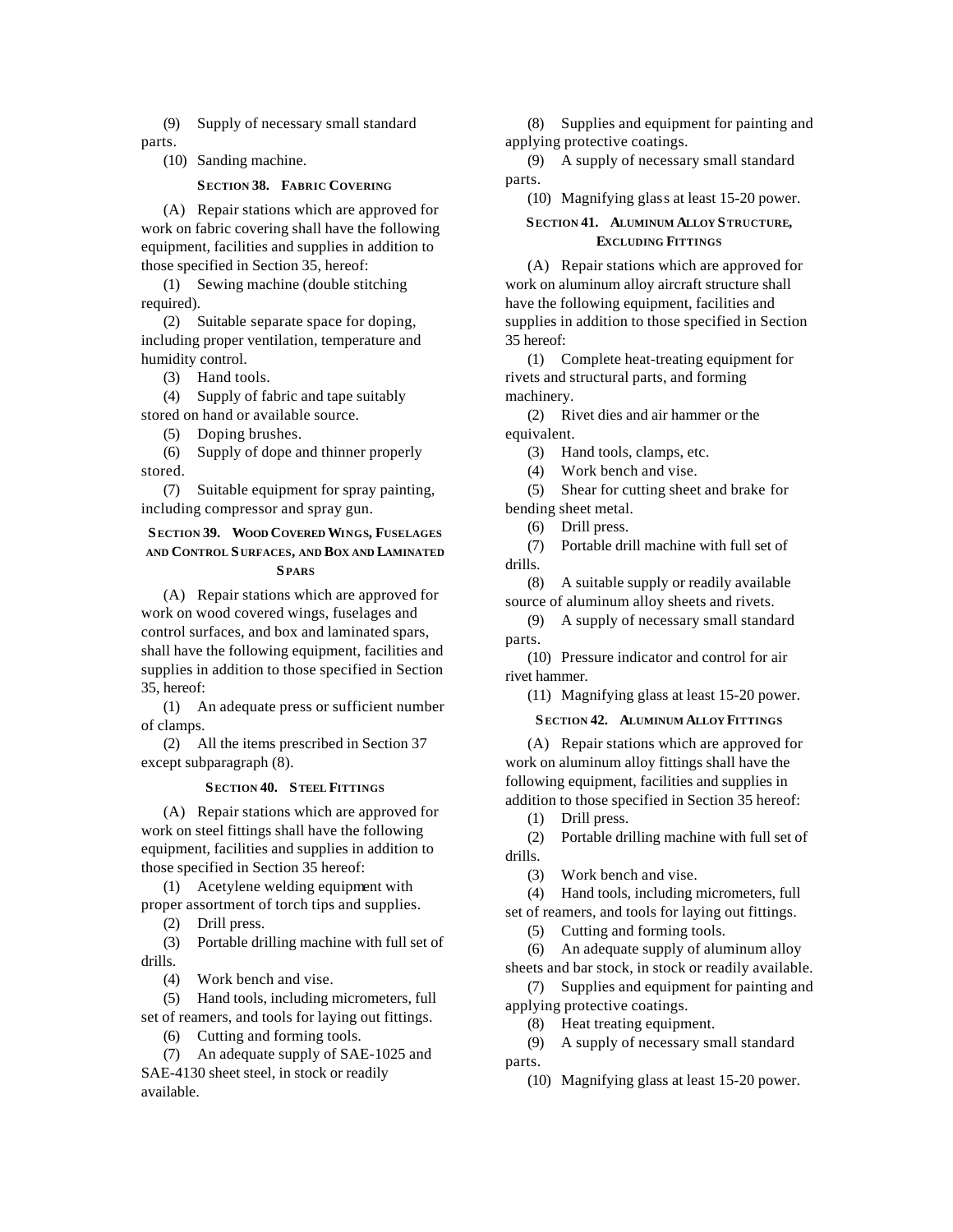(9) Supply of necessary small standard parts.

(10) Sanding machine.

### SECTION 38. FABRIC COVERING

(A) Repair stations which are approved for work on fabric covering shall have the following equipment, facilities and supplies in addition to those specified in Section 35, hereof:

(1) Sewing machine (double stitching required).

(2) Suitable separate space for doping, including proper ventilation, temperature and humidity control.

(3) Hand tools.

(4) Supply of fabric and tape suitably stored on hand or available source.

(5) Doping brushes.

(6) Supply of dope and thinner properly stored.

(7) Suitable equipment for spray painting, including compressor and spray gun.

### SECTION 39. WOOD COVERED WINGS, FUSELAGES AND CONTROL SURFACES, AND BOX AND LAMINATED SPARS

(A) Repair stations which are approved for work on wood covered wings, fuselages and control surfaces, and box and laminated spars, shall have the following equipment, facilities and supplies in addition to those specified in Section 35, hereof:

(1) An adequate press or sufficient number of clamps.

(2) All the items prescribed in Section 37 except subparagraph (8).

### SECTION 40. STEEL FITTINGS

(A) Repair stations which are approved for work on steel fittings shall have the following equipment, facilities and supplies in addition to those specified in Section 35 hereof:

(1) Acetylene welding equipment with proper assortment of torch tips and supplies.

(2) Drill press.

(3) Portable drilling machine with full set of drills.

(4) Work bench and vise.

(5) Hand tools, including micrometers, full set of reamers, and tools for laying out fittings.

(6) Cutting and forming tools.

(7) An adequate supply of SAE-1025 and SAE-4130 sheet steel, in stock or readily available.

(8) Supplies and equipment for painting and applying protective coatings.

(9) A supply of necessary small standard parts.

(10) Magnifying glass at least 15-20 power.

### SECTION 41. ALUMINUM ALLOY STRUCTURE, EXCLUDING FITTINGS

(A) Repair stations which are approved for work on aluminum alloy aircraft structure shall have the following equipment, facilities and supplies in addition to those specified in Section 35 hereof:

(1) Complete heat-treating equipment for rivets and structural parts, and forming machinery.

(2) Rivet dies and air hammer or the equivalent.

(3) Hand tools, clamps, etc.

(4) Work bench and vise.

(5) Shear for cutting sheet and brake for bending sheet metal.

(6) Drill press.

(7) Portable drill machine with full set of drills.

(8) A suitable supply or readily available source of aluminum alloy sheets and rivets.

(9) A supply of necessary small standard parts.

(10) Pressure indicator and control for air rivet hammer.

(11) Magnifying glass at least 15-20 power.

### SECTION 42. ALUMINUM ALLOY FITTINGS

(A) Repair stations which are approved for work on aluminum alloy fittings shall have the following equipment, facilities and supplies in addition to those specified in Section 35 hereof:

(1) Drill press.

(2) Portable drilling machine with full set of drills.

(3) Work bench and vise.

(4) Hand tools, including micrometers, full set of reamers, and tools for laying out fittings.

(5) Cutting and forming tools.

(6) An adequate supply of aluminum alloy sheets and bar stock, in stock or readily available.

(7) Supplies and equipment for painting and applying protective coatings.

(8) Heat treating equipment.

(9) A supply of necessary small standard parts.

(10) Magnifying glass at least 15-20 power.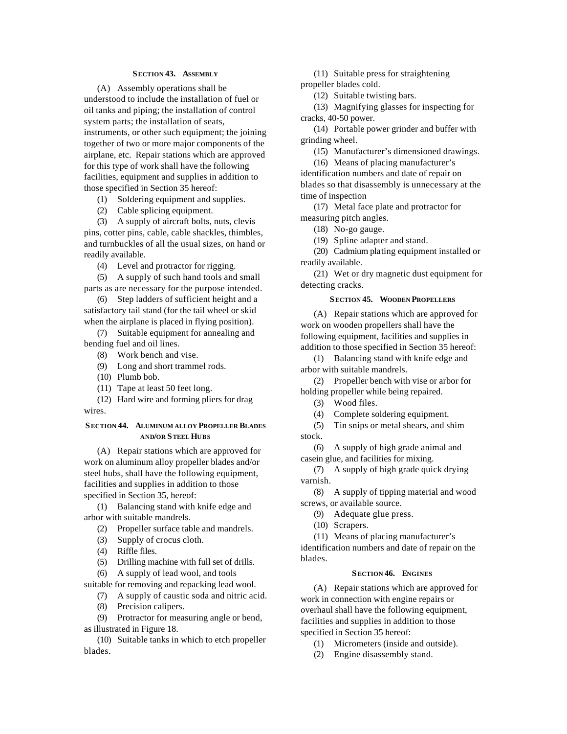### SECTION 43. ASSEMBLY

(A) Assembly operations shall be understood to include the installation of fuel or oil tanks and piping; the installation of control system parts; the installation of seats, instruments, or other such equipment; the joining together of two or more major components of the airplane, etc. Repair stations which are approved for this type of work shall have the following facilities, equipment and supplies in addition to those specified in Section 35 hereof:

(1) Soldering equipment and supplies.

(2) Cable splicing equipment.

(3) A supply of aircraft bolts, nuts, clevis pins, cotter pins, cable, cable shackles, thimbles, and turnbuckles of all the usual sizes, on hand or readily available.

(4) Level and protractor for rigging.

(5) A supply of such hand tools and small parts as are necessary for the purpose intended.

(6) Step ladders of sufficient height and a satisfactory tail stand (for the tail wheel or skid when the airplane is placed in flying position).

(7) Suitable equipment for annealing and bending fuel and oil lines.

(8) Work bench and vise.

(9) Long and short trammel rods.

(10) Plumb bob.

(11) Tape at least 50 feet long.

(12) Hard wire and forming pliers for drag wires.

### SECTION 44. ALUMINUM ALLOY PROPELLER BLADES AND/OR STEEL HUBS

(A) Repair stations which are approved for work on aluminum alloy propeller blades and/or steel hubs, shall have the following equipment, facilities and supplies in addition to those specified in Section 35, hereof:

(1) Balancing stand with knife edge and arbor with suitable mandrels.

(2) Propeller surface table and mandrels.

(3) Supply of crocus cloth.

(4) Riffle files.

(5) Drilling machine with full set of drills.

(6) A supply of lead wool, and tools suitable for removing and repacking lead wool.

(7) A supply of caustic soda and nitric acid.

(8) Precision calipers.

(9) Protractor for measuring angle or bend, as illustrated in Figure 18.

(10) Suitable tanks in which to etch propeller blades.

(11) Suitable press for straightening propeller blades cold.

(12) Suitable twisting bars.

(13) Magnifying glasses for inspecting for cracks, 40-50 power.

(14) Portable power grinder and buffer with grinding wheel.

(15) Manufacturer's dimensioned drawings.

(16) Means of placing manufacturer's identification numbers and date of repair on blades so that disassembly is unnecessary at the time of inspection

(17) Metal face plate and protractor for measuring pitch angles.

(18) No-go gauge.

(19) Spline adapter and stand.

(20) Cadmium plating equipment installed or readily available.

(21) Wet or dry magnetic dust equipment for detecting cracks.

### SECTION 45. WOODEN PROPELLERS

(A) Repair stations which are approved for work on wooden propellers shall have the following equipment, facilities and supplies in addition to those specified in Section 35 hereof:

(1) Balancing stand with knife edge and arbor with suitable mandrels.

(2) Propeller bench with vise or arbor for holding propeller while being repaired.

(3) Wood files.

(4) Complete soldering equipment.

(5) Tin snips or metal shears, and shim stock.

(6) A supply of high grade animal and casein glue, and facilities for mixing.

(7) A supply of high grade quick drying varnish.

(8) A supply of tipping material and wood screws, or available source.

(9) Adequate glue press.

(10) Scrapers.

(11) Means of placing manufacturer's identification numbers and date of repair on the blades.

### SECTION 46. ENGINES

(A) Repair stations which are approved for work in connection with engine repairs or overhaul shall have the following equipment, facilities and supplies in addition to those specified in Section 35 hereof:

(1) Micrometers (inside and outside).

(2) Engine disassembly stand.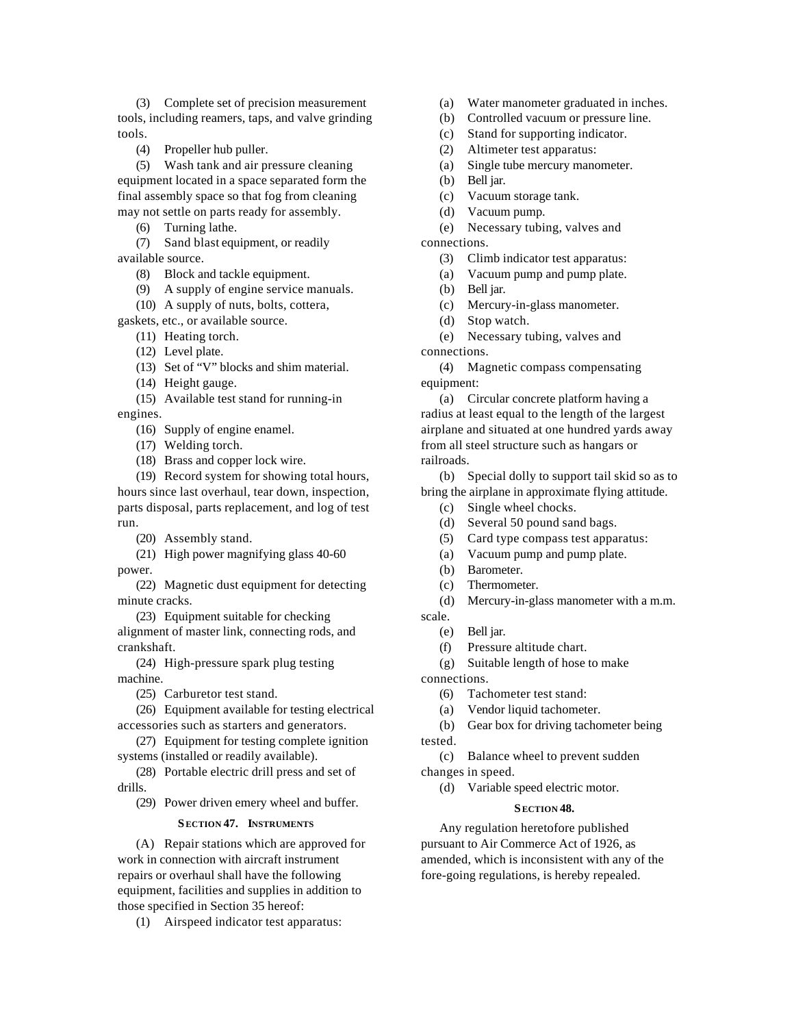(3) Complete set of precision measurement tools, including reamers, taps, and valve grinding tools.

(4) Propeller hub puller.

(5) Wash tank and air pressure cleaning equipment located in a space separated form the final assembly space so that fog from cleaning may not settle on parts ready for assembly.

(6) Turning lathe.

(7) Sand blast equipment, or readily available source.

(8) Block and tackle equipment.

(9) A supply of engine service manuals.

(10) A supply of nuts, bolts, cottera, gaskets, etc., or available source.

(11) Heating torch.

(12) Level plate.

(13) Set of "V" blocks and shim material.

(14) Height gauge.

(15) Available test stand for running-in engines.

(16) Supply of engine enamel.

(17) Welding torch.

(18) Brass and copper lock wire.

(19) Record system for showing total hours, hours since last overhaul, tear down, inspection, parts disposal, parts replacement, and log of test run.

(20) Assembly stand.

(21) High power magnifying glass 40-60 power.

(22) Magnetic dust equipment for detecting minute cracks.

(23) Equipment suitable for checking alignment of master link, connecting rods, and crankshaft.

(24) High-pressure spark plug testing machine.

(25) Carburetor test stand.

(26) Equipment available for testing electrical accessories such as starters and generators.

(27) Equipment for testing complete ignition systems (installed or readily available).

(28) Portable electric drill press and set of drills.

(29) Power driven emery wheel and buffer.

### SECTION 47. INSTRUMENTS

(A) Repair stations which are approved for work in connection with aircraft instrument repairs or overhaul shall have the following equipment, facilities and supplies in addition to those specified in Section 35 hereof:

(1) Airspeed indicator test apparatus:

(a) Water manometer graduated in inches.

(b) Controlled vacuum or pressure line.

(c) Stand for supporting indicator.

(2) Altimeter test apparatus:

(a) Single tube mercury manometer.

(b) Bell jar.

(c) Vacuum storage tank.

(d) Vacuum pump.

(e) Necessary tubing, valves and connections.

(3) Climb indicator test apparatus:

(a) Vacuum pump and pump plate.

(b) Bell jar.

(c) Mercury-in-glass manometer.

(d) Stop watch.

(e) Necessary tubing, valves and connections.

(4) Magnetic compass compensating equipment:

(a) Circular concrete platform having a radius at least equal to the length of the largest airplane and situated at one hundred yards away from all steel structure such as hangars or railroads.

(b) Special dolly to support tail skid so as to bring the airplane in approximate flying attitude.

(c) Single wheel chocks.

(d) Several 50 pound sand bags.

(5) Card type compass test apparatus:

(a) Vacuum pump and pump plate.

(b) Barometer.

(c) Thermometer.

(d) Mercury-in-glass manometer with a m.m. scale.

(e) Bell jar.

(f) Pressure altitude chart.

(g) Suitable length of hose to make connections.

(6) Tachometer test stand:

(a) Vendor liquid tachometer.

(b) Gear box for driving tachometer being tested.

(c) Balance wheel to prevent sudden changes in speed.

(d) Variable speed electric motor.

### SECTION 48.

Any regulation heretofore published pursuant to Air Commerce Act of 1926, as amended, which is inconsistent with any of the fore-going regulations, is hereby repealed.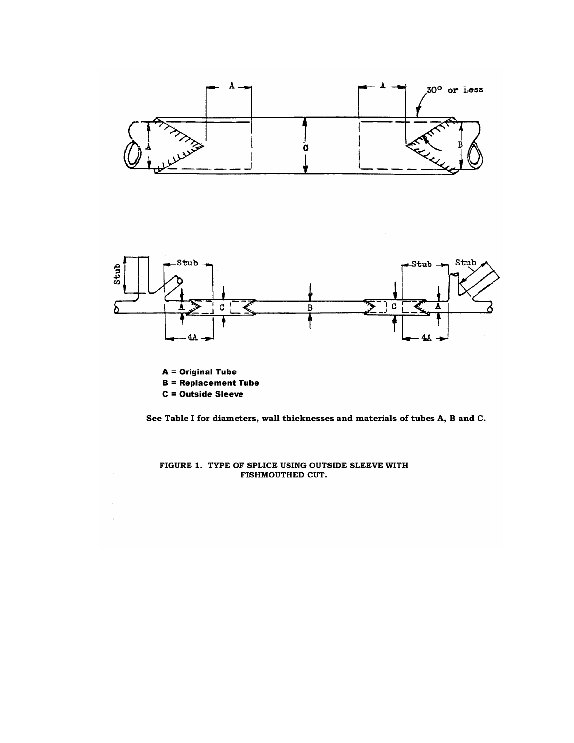A = Original Tube
B = Replacement Tube
C = Outside Sleeve

**See Table I for diameters, wall thicknesses and materials of tubes A, B and C.**

**FIGURE 1. TYPE OF SPLICE USING OUTSIDE SLEEVE WITH FISHMOUTHED CUT.**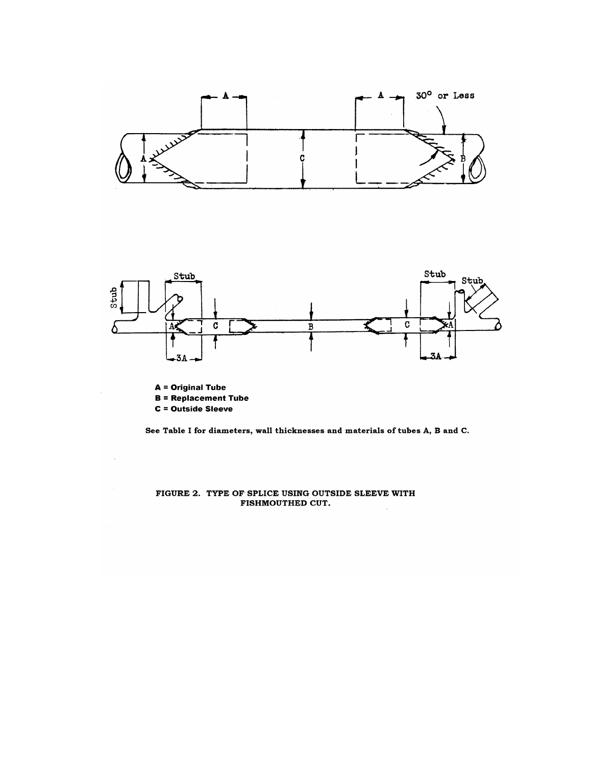A = Original Tube
B = Replacement Tube
C = Outside Sleeve

See Table I for diameters, wall thicknesses and materials of tubes A, B and C.

FIGURE 2. TYPE OF SPLICE USING OUTSIDE SLEEVE WITH FISHMOUTHED CUT.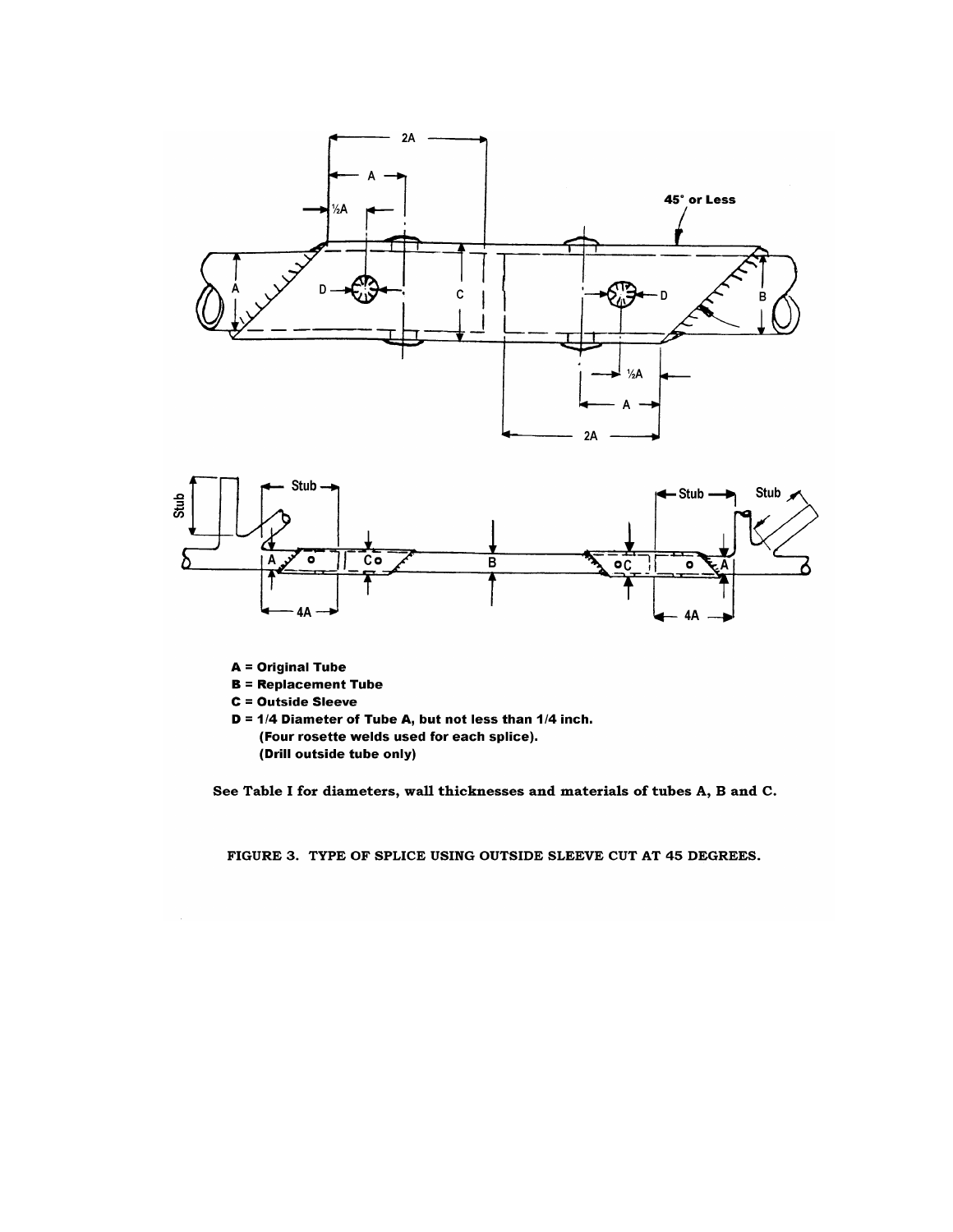A = Original Tube
B = Replacement Tube
C = Outside Sleeve
D = 1/4 Diameter of Tube A, but not less than 1/4 inch.
(Four rosette welds used for each splice).
(Drill outside tube only)

See Table I for diameters, wall thicknesses and materials of tubes A, B and C.

FIGURE 3. TYPE OF SPLICE USING OUTSIDE SLEEVE CUT AT 45 DEGREES.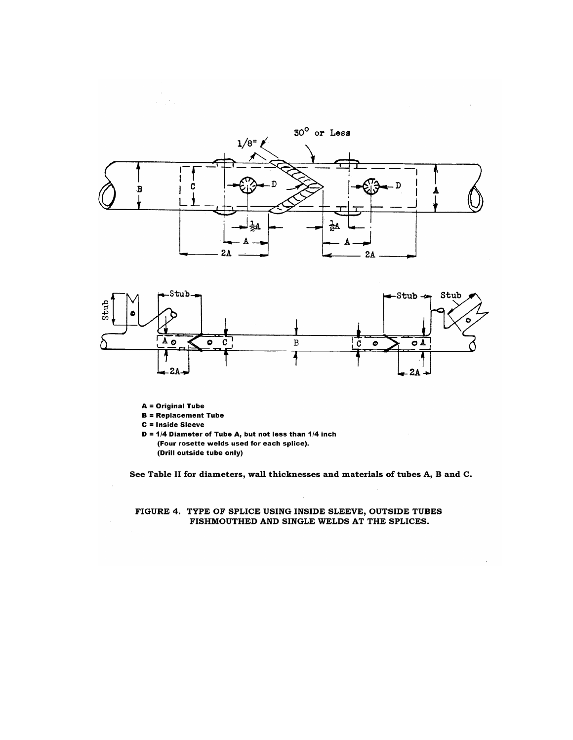**A = Original Tube**
**B = Replacement Tube**
**C = Inside Sleeve**
**D = 1/4 Diameter of Tube A, but not less than 1/4 inch**
**(Four rosette welds used for each splice).**
**(Drill outside tube only)**

**See Table II for diameters, wall thicknesses and materials of tubes A, B and C.**

**FIGURE 4. TYPE OF SPLICE USING INSIDE SLEEVE, OUTSIDE TUBES FISHMOUTHED AND SINGLE WELDS AT THE SPLICES.**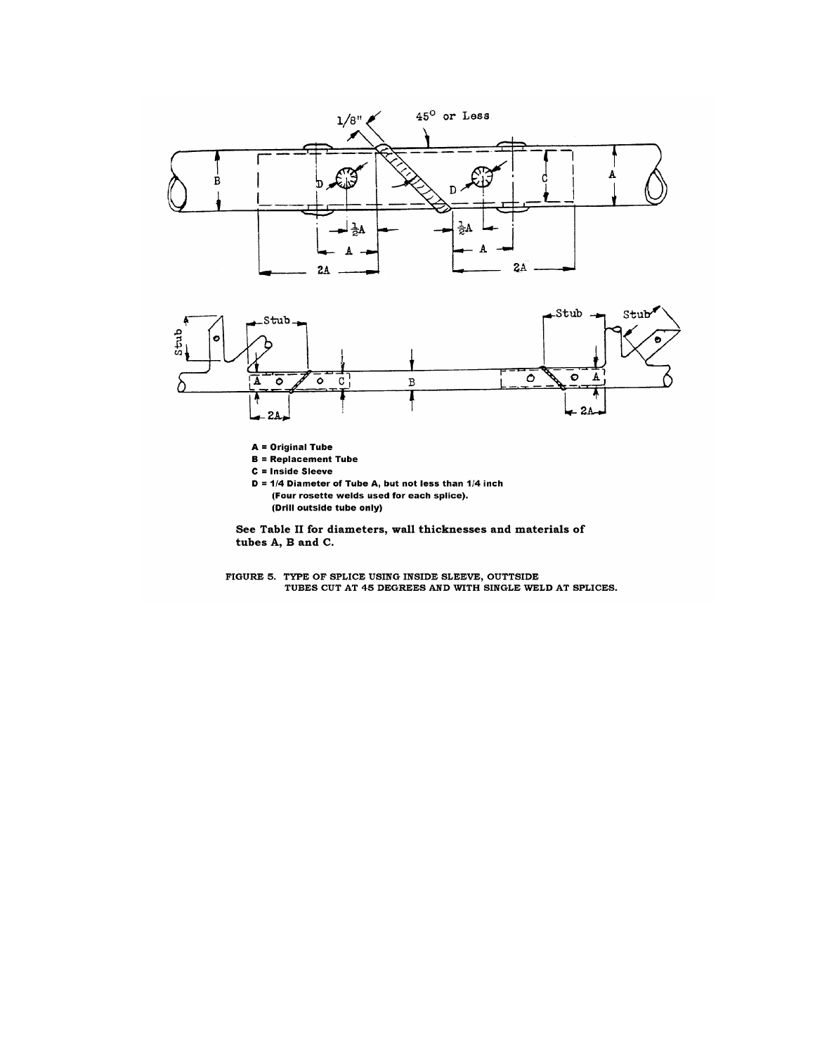A = Original Tube
B = Replacement Tube
C = Inside Sleeve
D = 1/4 Diameter of Tube A, but not less than 1/4 inch
(Four rosette welds used for each splice).
(Drill outside tube only)

**See Table II for diameters, wall thicknesses and materials of tubes A, B and C.**

FIGURE 5. TYPE OF SPLICE USING INSIDE SLEEVE, OUTTSIDE TUBES CUT AT 45 DEGREES AND WITH SINGLE WELD AT SPLICES.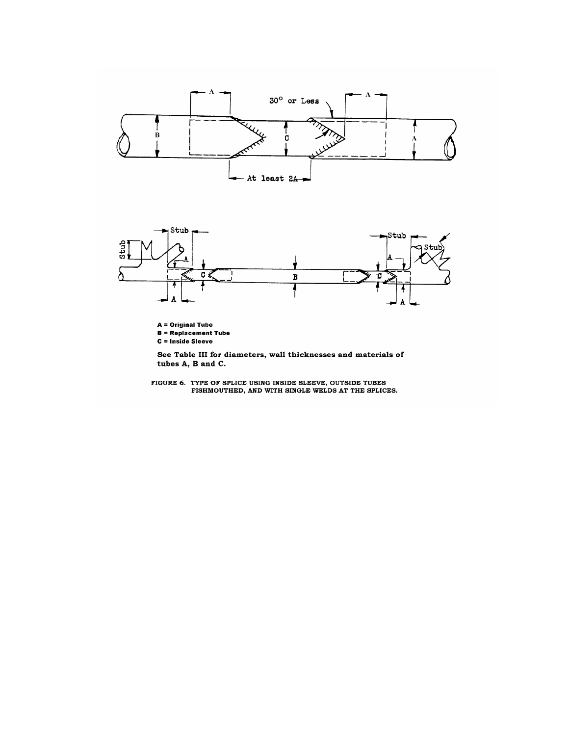A = Original Tube
B = Replacement Tube
C = Inside Sleeve

**See Table III for diameters, wall thicknesses and materials of tubes A, B and C.**

FIGURE 6. TYPE OF SPLICE USING INSIDE SLEEVE, OUTSIDE TUBES FISHMOUTHED, AND WITH SINGLE WELDS AT THE SPLICES.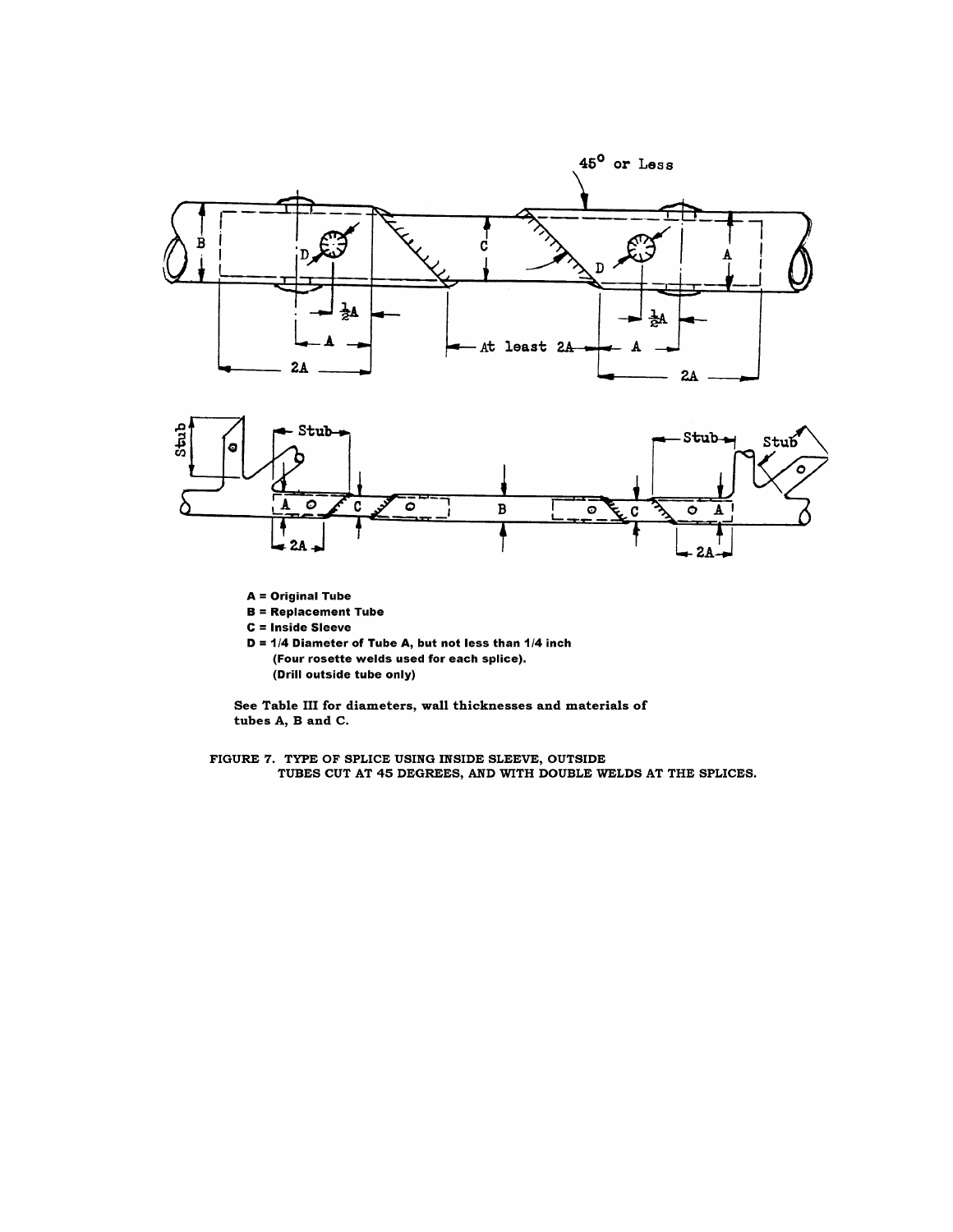A = Original Tube
B = Replacement Tube
C = Inside Sleeve
D = 1/4 Diameter of Tube A, but not less than 1/4 inch
(Four rosette welds used for each splice).
(Drill outside tube only)

See Table III for diameters, wall thicknesses and materials of tubes A, B and C.

FIGURE 7. TYPE OF SPLICE USING INSIDE SLEEVE, OUTSIDE TUBES CUT AT 45 DEGREES, AND WITH DOUBLE WELDS AT THE SPLICES.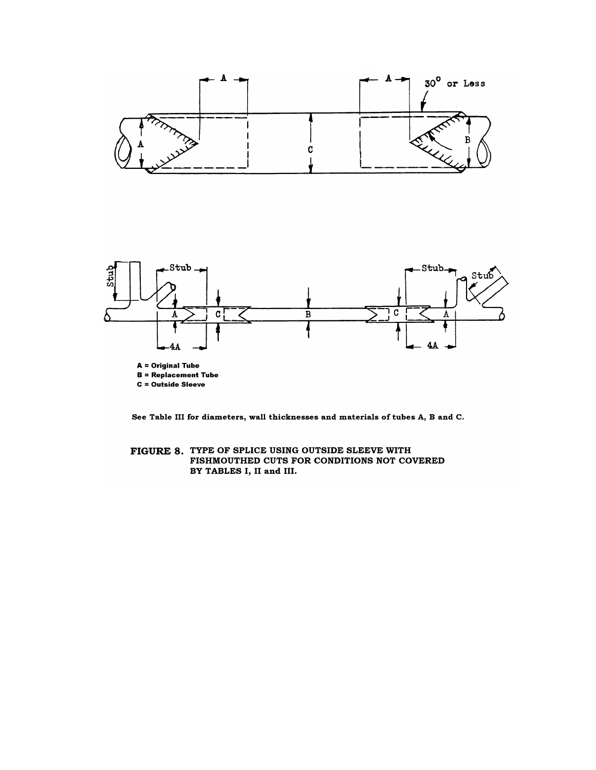A = Original Tube
B = Replacement Tube
C = Outside Sleeve

See Table III for diameters, wall thicknesses and materials of tubes A, B and C.

**FIGURE 8.** TYPE OF SPLICE USING OUTSIDE SLEEVE WITH FISHMOUTHED CUTS FOR CONDITIONS NOT COVERED BY TABLES I, II and III.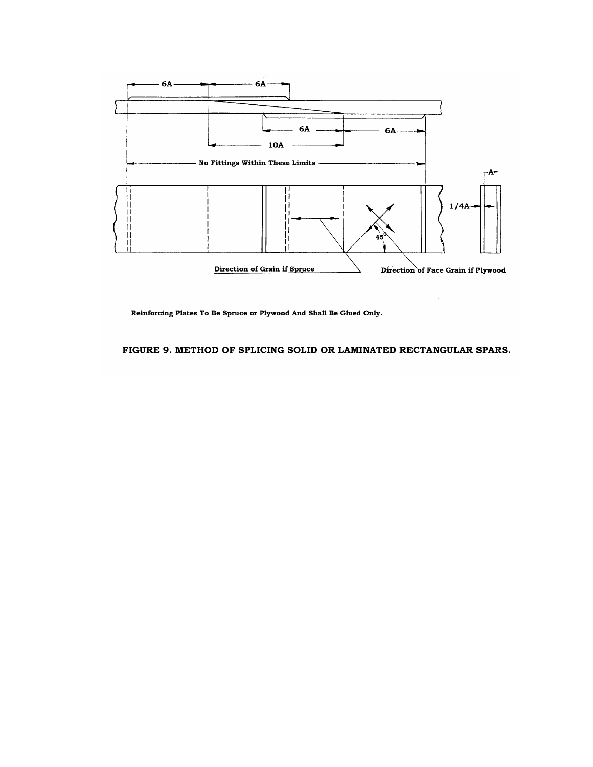Reinforcing Plates To Be Spruce or Plywood And Shall Be Glued Only.

**FIGURE 9. METHOD OF SPLICING SOLID OR LAMINATED RECTANGULAR SPARS.**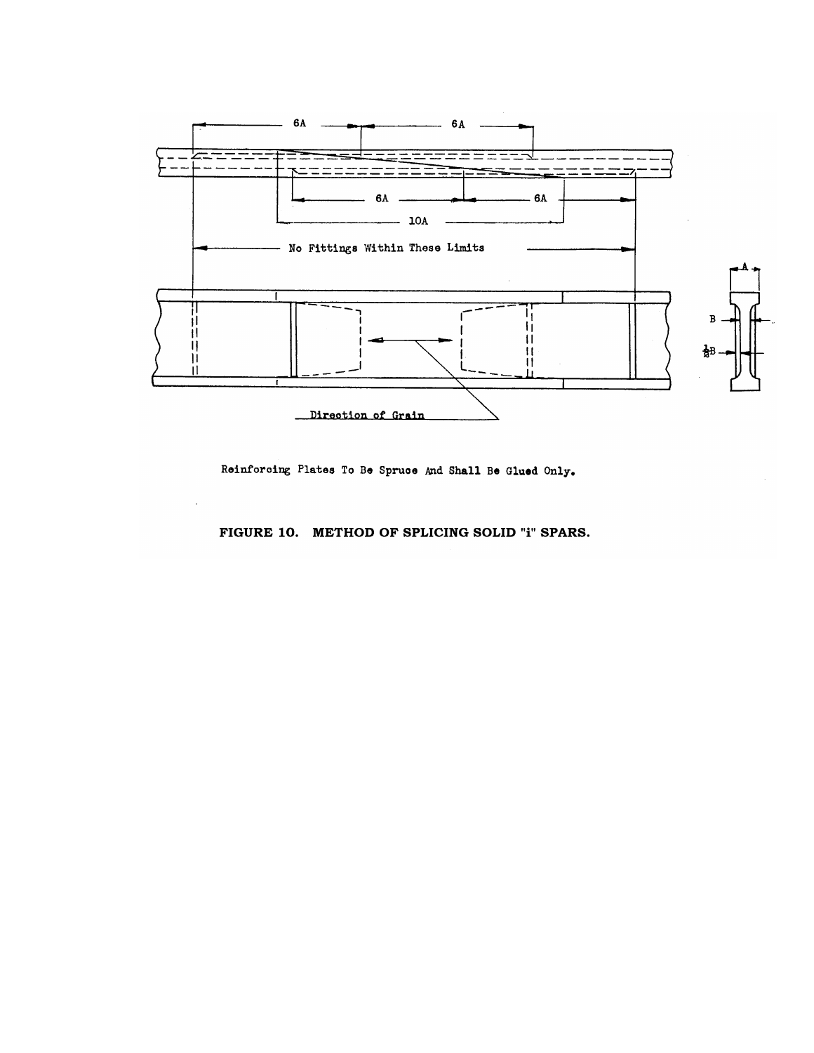Reinforcing Plates To Be Spruce And Shall Be Glued Only.

**FIGURE 10. METHOD OF SPLICING SOLID "i" SPARS.**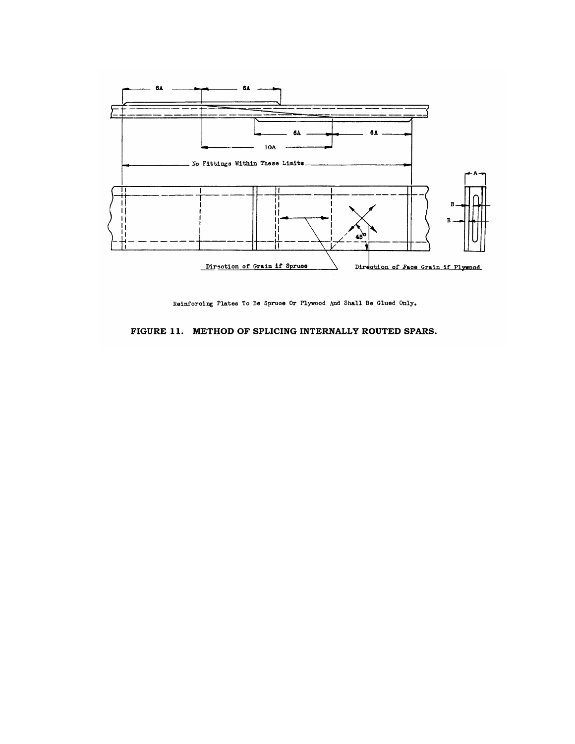Reinforcing Plates To Be Spruce Or Plywood And Shall Be Glued Only.

**FIGURE 11. METHOD OF SPLICING INTERNALLY ROUTED SPARS.**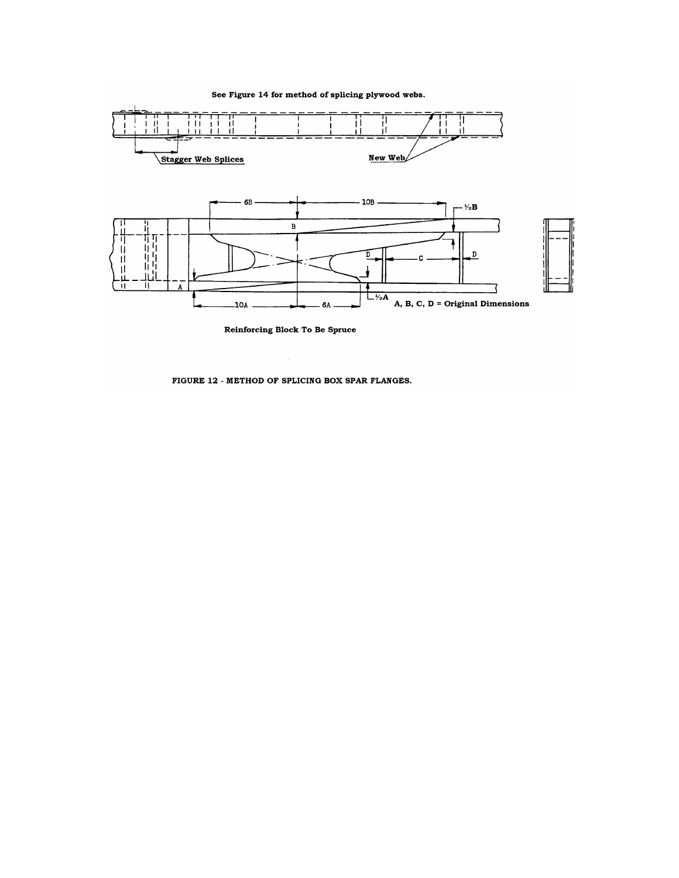See Figure 14 for method of splicing plywood webs.

Stagger Web Splices

New Web

6B

10B

$\frac{1}{2}$B

B

D

C

D

A

10A

6A

$\frac{1}{2}$A

A, B, C, D = Original Dimensions

Reinforcing Block To Be Spruce

FIGURE 12 - METHOD OF SPLICING BOX SPAR FLANGES.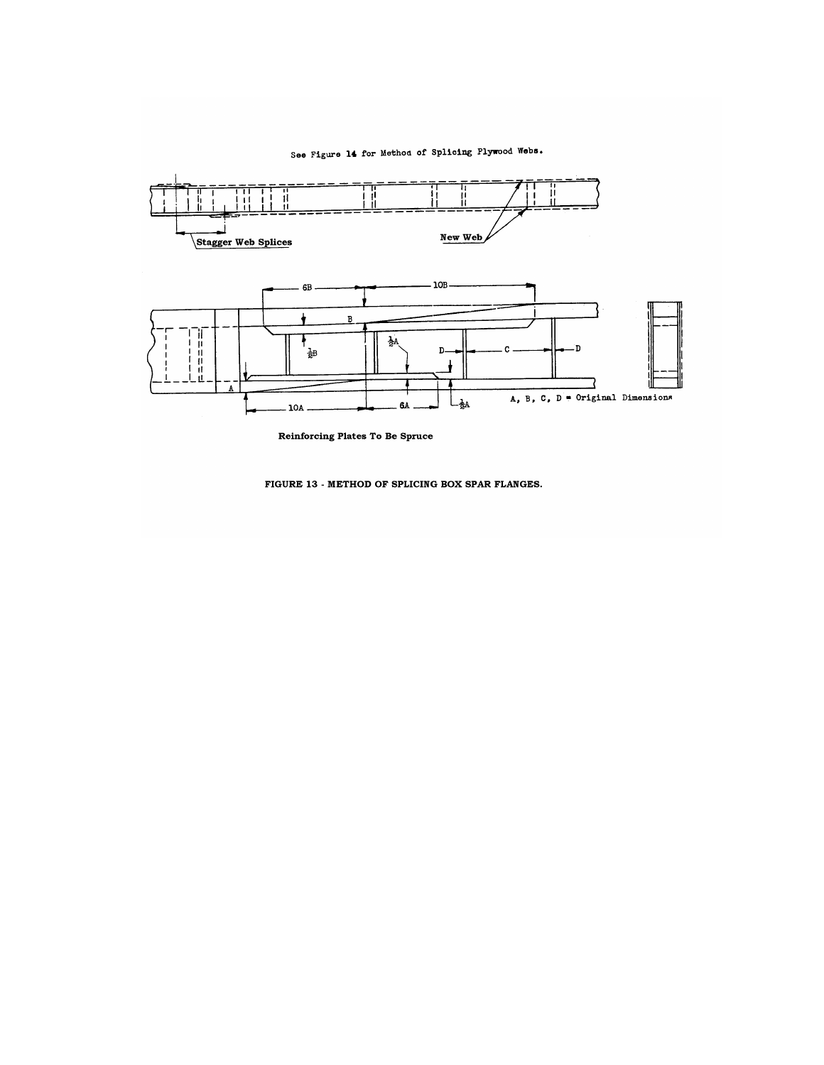See Figure 14 for Method of Splicing Plywood Webs.

Stagger Web Splices

New Web

6B

10B

B

$\frac{1}{2}B$

$\frac{1}{2}A$

D

C

D

A

10A

6A

$\frac{1}{2}A$

A, B, C, D = Original Dimensions

**Reinforcing Plates To Be Spruce**

**FIGURE 13 - METHOD OF SPLICING BOX SPAR FLANGES.**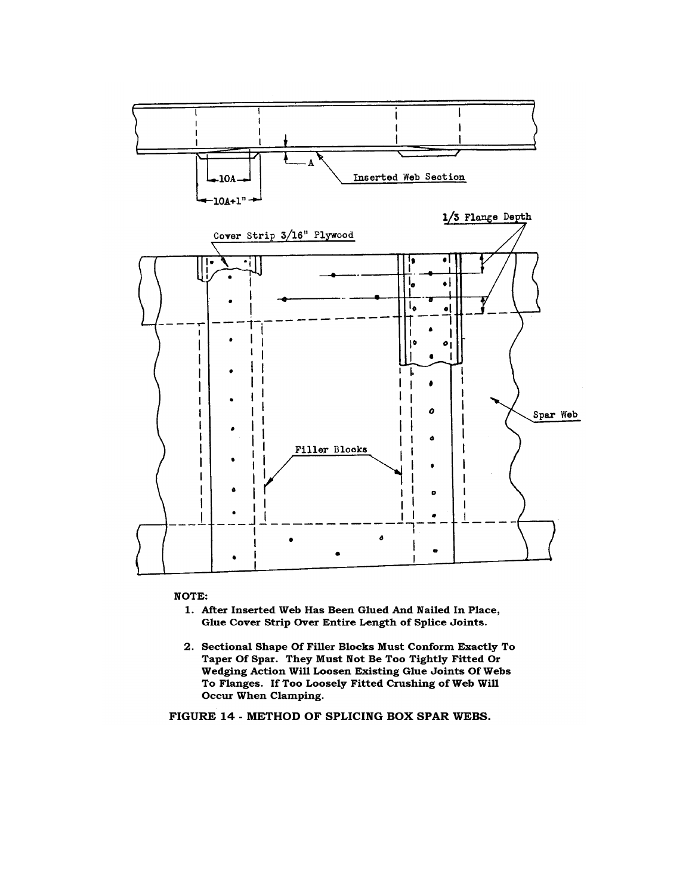NOTE:

1. After Inserted Web Has Been Glued And Nailed In Place, Glue Cover Strip Over Entire Length of Splice Joints.
2. Sectional Shape Of Filler Blocks Must Conform Exactly To Taper Of Spar. They Must Not Be Too Tightly Fitted Or Wedging Action Will Loosen Existing Glue Joints Of Webs To Flanges. If Too Loosely Fitted Crushing of Web Will Occur When Clamping.

**FIGURE 14 - METHOD OF SPLICING BOX SPAR WEBS.**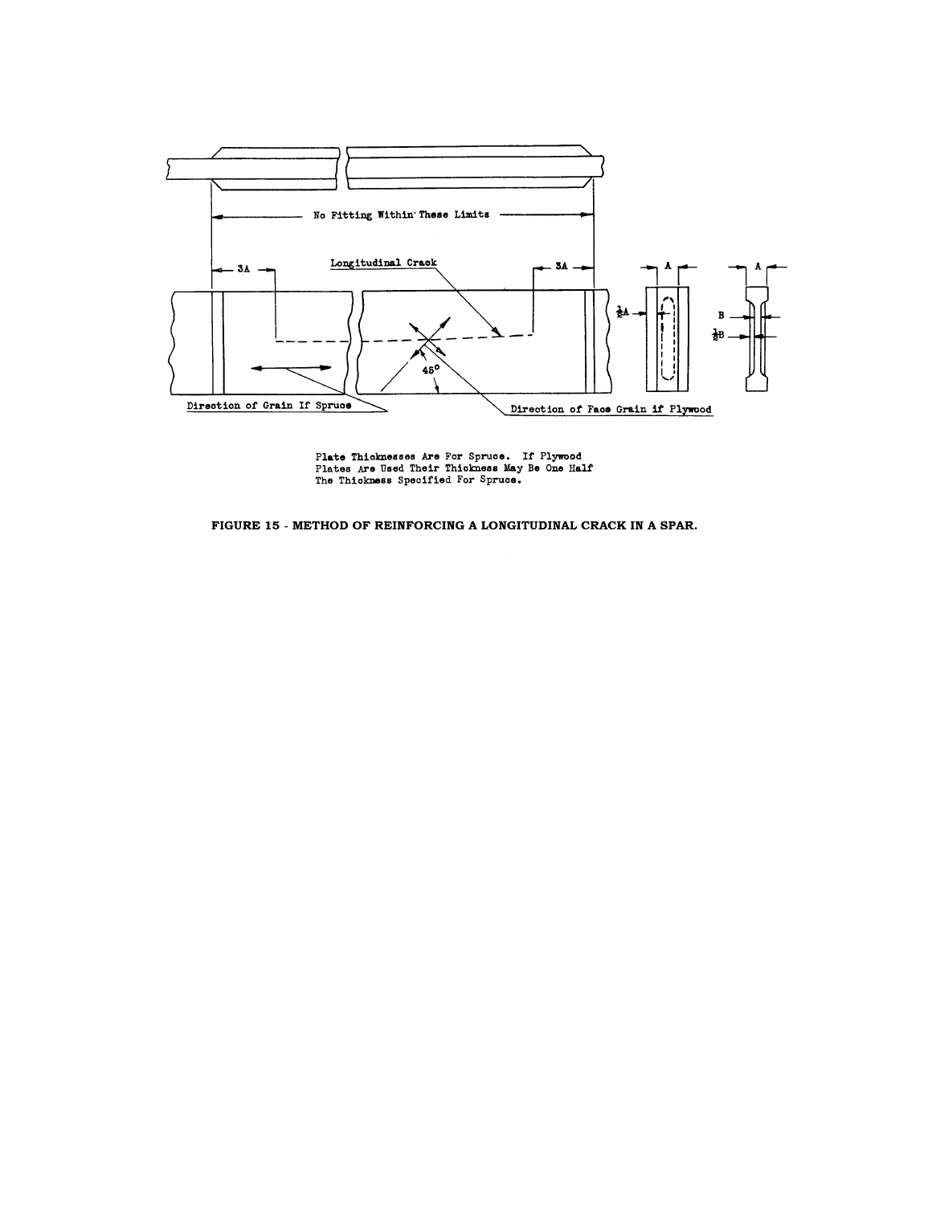No Fitting Within These Limits

3A

Longitudinal Crack

3A

A

½A

A

B

½B

45°

Direction of Grain If Spruce

Direction of Face Grain if Plywood

Plate Thicknesses Are For Spruce. If Plywood Plates Are Used Their Thickness May Be One Half The Thickness Specified For Spruce.

**FIGURE 15 - METHOD OF REINFORCING A LONGITUDINAL CRACK IN A SPAR.**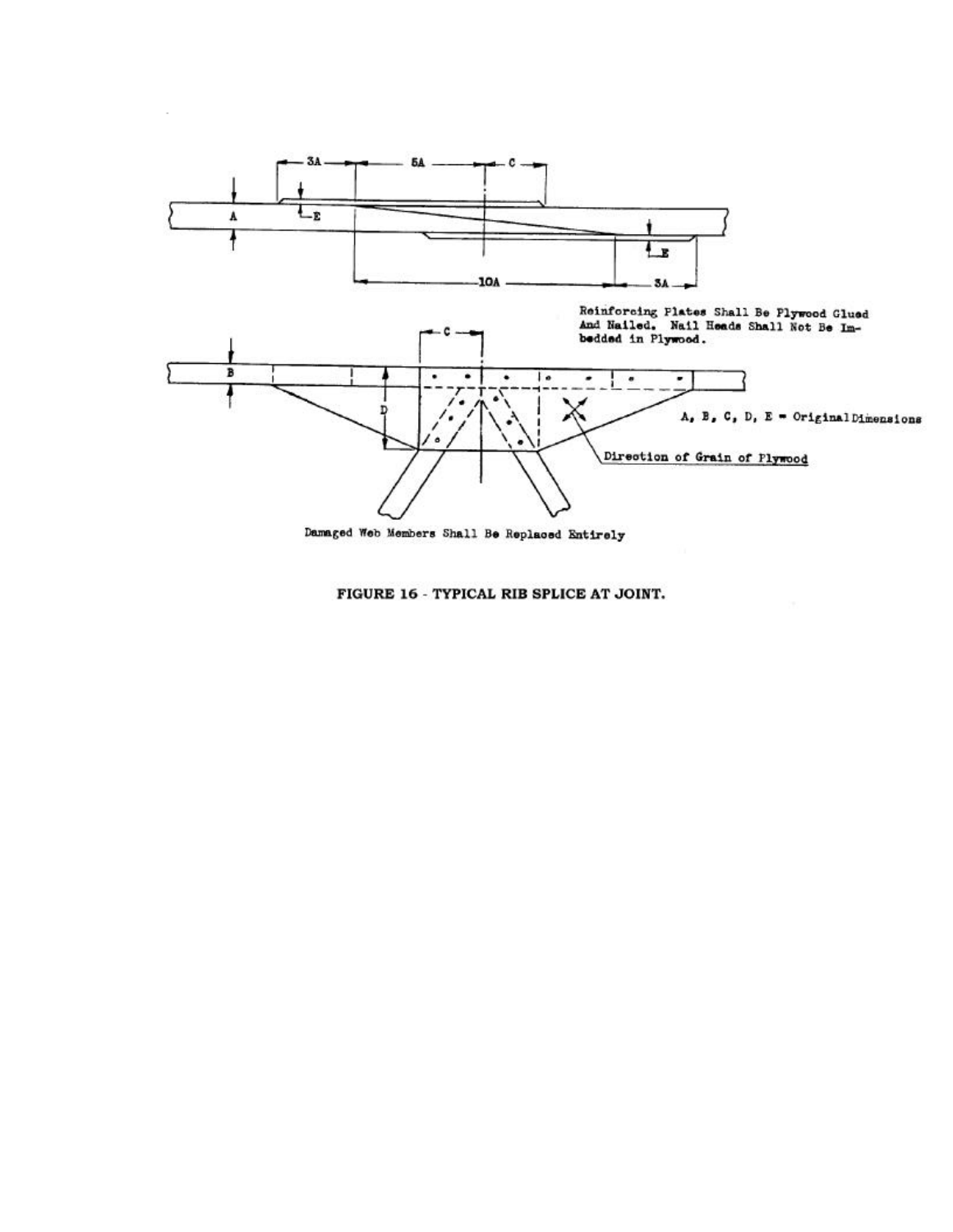Reinforcing Plates Shall Be Plywood Glued And Nailed. Nail Heads Shall Not Be Imbedded in Plywood.

A, B, C, D, E = Original Dimensions

Direction of Grain of Plywood

Damaged Web Members Shall Be Replaced Entirely

**FIGURE 16 - TYPICAL RIB SPLICE AT JOINT.**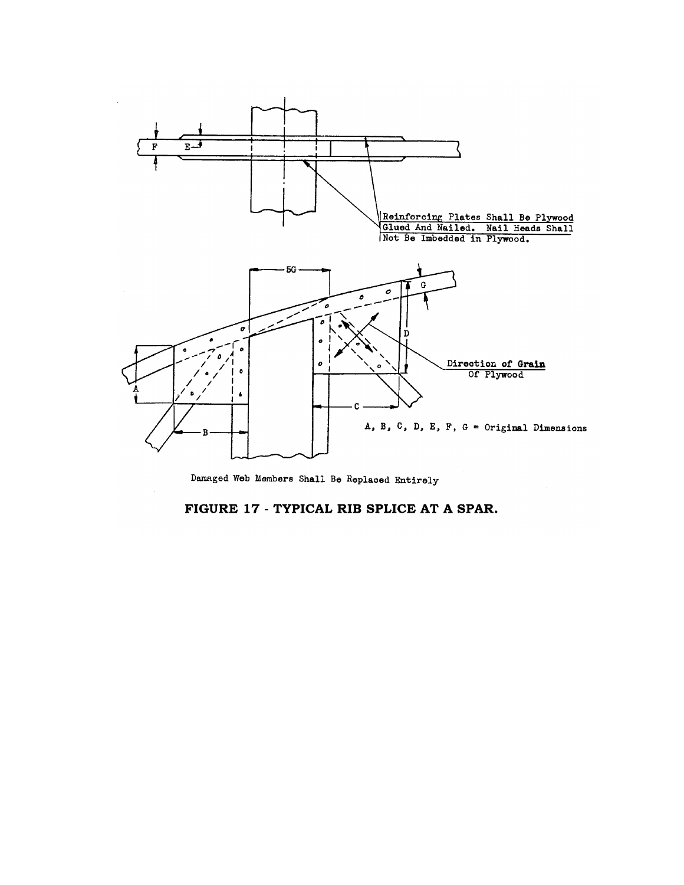Reinforcing Plates Shall Be Plywood Glued And Nailed. Nail Heads Shall Not Be Imbedded in Plywood.

Direction of Grain Of Plywood

A, B, C, D, E, F, G = Original Dimensions

Damaged Web Members Shall Be Replaced Entirely

**FIGURE 17 - TYPICAL RIB SPLICE AT A SPAR.**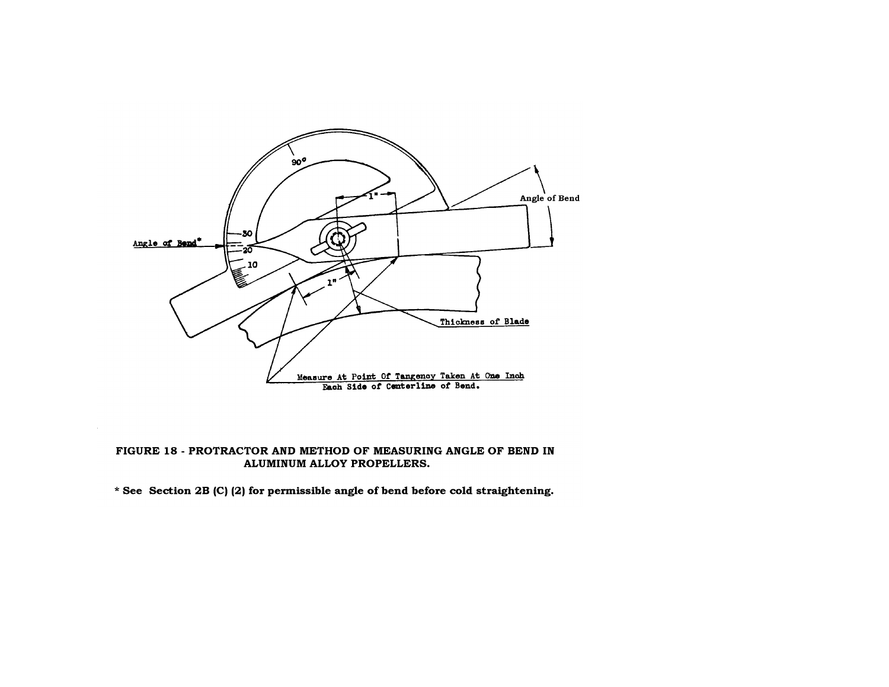Angle of Bend*

Angle of Bend

Thickness of Blade

Measure At Point Of Tangency Taken At One Inch Each Side of Centerline of Bend.

**FIGURE 18 - PROTRACTOR AND METHOD OF MEASURING ANGLE OF BEND IN ALUMINUM ALLOY PROPELLERS.**

**\* See Section 2B (C) (2) for permissible angle of bend before cold straightening.**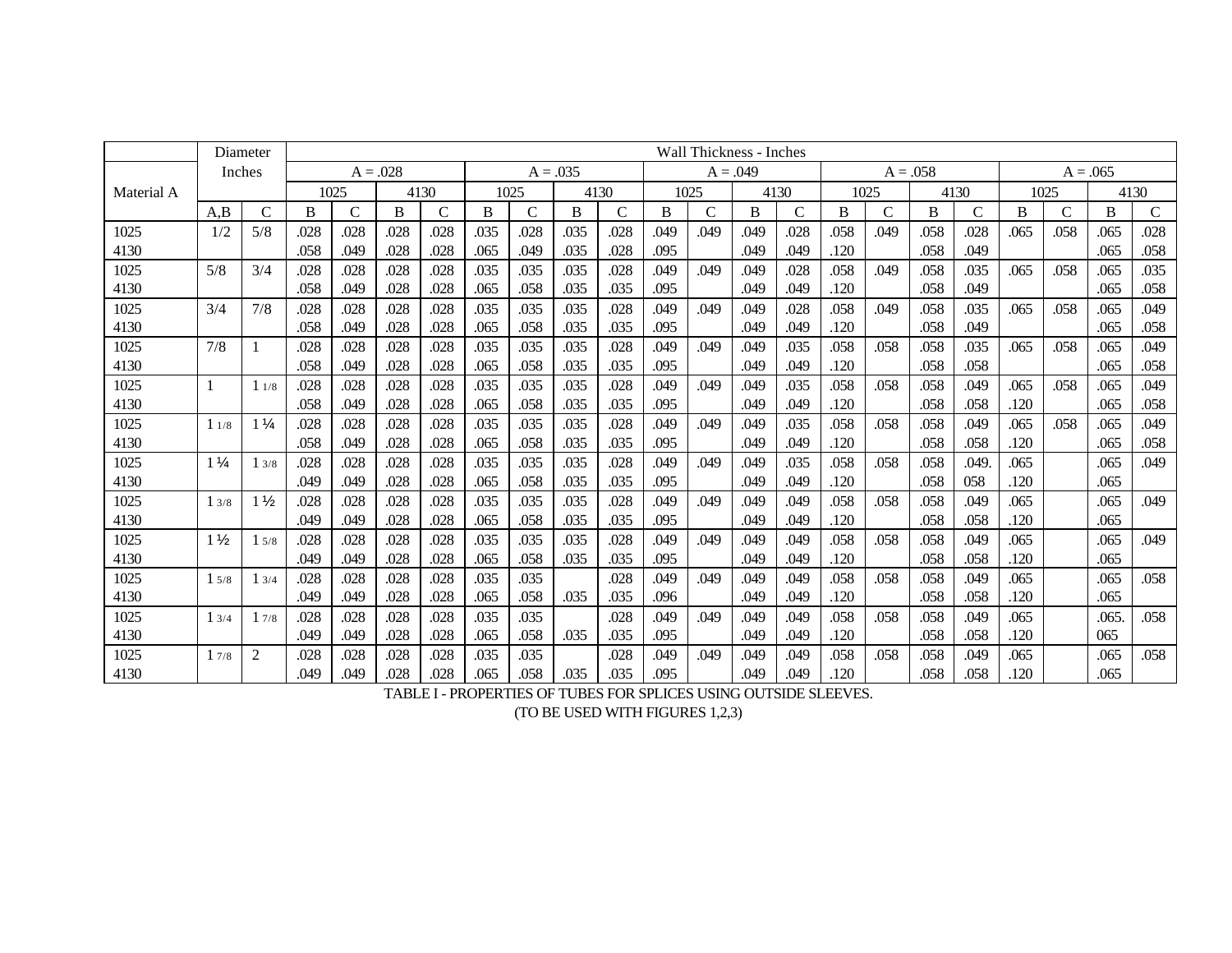| | Diameter Inches | | Wall Thickness - Inches | | | | | | | | | | | | | | | | | | | | |
|---|---|---|---|---|---|---|---|---|---|---|---|---|---|---|---|---|---|---|---|---|---|---|
| Material A | | | A = .028 | | | | A = .035 | | | | A = .049 | | | | A = .058 | | | | A = .065 | | | |
| | | | 1025 | | 4130 | | 1025 | | 4130 | | 1025 | | 4130 | | 1025 | | 4130 | | 1025 | | 4130 | |
| | A,B | C | B | C | B | C | B | C | B | C | B | C | B | C | B | C | B | C | B | C | B | C |
| 1025 | 1/2 | 5/8 | .028 | .028 | .028 | .028 | .035 | .028 | .035 | .028 | .049 | .049 | .049 | .028 | .058 | .049 | .058 | .028 | .065 | .058 | .065 | .028 |
| 4130 | | | .058 | .049 | .028 | .028 | .065 | .049 | .035 | .028 | .095 | | .049 | .049 | .120 | | .058 | .049 | | | .065 | .058 |
| 1025 | 5/8 | 3/4 | .028 | .028 | .028 | .028 | .035 | .035 | .035 | .028 | .049 | .049 | .049 | .028 | .058 | .049 | .058 | .035 | .065 | .058 | .065 | .035 |
| 4130 | | | .058 | .049 | .028 | .028 | .065 | .058 | .035 | .035 | .095 | | .049 | .049 | .120 | | .058 | .049 | | | .065 | .058 |
| 1025 | 3/4 | 7/8 | .028 | .028 | .028 | .028 | .035 | .035 | .035 | .028 | .049 | .049 | .049 | .028 | .058 | .049 | .058 | .035 | .065 | .058 | .065 | .049 |
| 4130 | | | .058 | .049 | .028 | .028 | .065 | .058 | .035 | .035 | .095 | | .049 | .049 | .120 | | .058 | .049 | | | .065 | .058 |
| 1025 | 7/8 | 1 | .028 | .028 | .028 | .028 | .035 | .035 | .035 | .028 | .049 | .049 | .049 | .035 | .058 | .058 | .058 | .035 | .065 | .058 | .065 | .049 |
| 4130 | | | .058 | .049 | .028 | .028 | .065 | .058 | .035 | .035 | .095 | | .049 | .049 | .120 | | .058 | .058 | | | .065 | .058 |
| 1025 | 1 | 1 1/8 | .028 | .028 | .028 | .028 | .035 | .035 | .035 | .028 | .049 | .049 | .049 | .035 | .058 | .058 | .058 | .049 | .065 | .058 | .065 | .049 |
| 4130 | | | .058 | .049 | .028 | .028 | .065 | .058 | .035 | .035 | .095 | | .049 | .049 | .120 | | .058 | .058 | .120 | | .065 | .058 |
| 1025 | 1 1/8 | 1 ¼ | .028 | .028 | .028 | .028 | .035 | .035 | .035 | .028 | .049 | .049 | .049 | .035 | .058 | .058 | .058 | .049 | .065 | .058 | .065 | .049 |
| 4130 | | | .058 | .049 | .028 | .028 | .065 | .058 | .035 | .035 | .095 | | .049 | .049 | .120 | | .058 | .058 | .120 | | .065 | .058 |
| 1025 | 1 ¼ | 1 3/8 | .028 | .028 | .028 | .028 | .035 | .035 | .035 | .028 | .049 | .049 | .049 | .035 | .058 | .058 | .058 | .049. | .065 | | .065 | .049 |
| 4130 | | | .049 | .049 | .028 | .028 | .065 | .058 | .035 | .035 | .095 | | .049 | .049 | .120 | | .058 | 058 | .120 | | .065 | |
| 1025 | 1 3/8 | 1 ½ | .028 | .028 | .028 | .028 | .035 | .035 | .035 | .028 | .049 | .049 | .049 | .049 | .058 | .058 | .058 | .049 | .065 | | .065 | .049 |
| 4130 | | | .049 | .049 | .028 | .028 | .065 | .058 | .035 | .035 | .095 | | .049 | .049 | .120 | | .058 | .058 | .120 | | .065 | |
| 1025 | 1 ½ | 1 5/8 | .028 | .028 | .028 | .028 | .035 | .035 | .035 | .028 | .049 | .049 | .049 | .049 | .058 | .058 | .058 | .049 | .065 | | .065 | .049 |
| 4130 | | | .049 | .049 | .028 | .028 | .065 | .058 | .035 | .035 | .095 | | .049 | .049 | .120 | | .058 | .058 | .120 | | .065 | |
| 1025 | 1 5/8 | 1 3/4 | .028 | .028 | .028 | .028 | .035 | .035 | | .028 | .049 | .049 | .049 | .049 | .058 | .058 | .058 | .049 | .065 | | .065 | .058 |
| 4130 | | | .049 | .049 | .028 | .028 | .065 | .058 | .035 | .035 | .096 | | .049 | .049 | .120 | | .058 | .058 | .120 | | .065 | |
| 1025 | 1 3/4 | 1 7/8 | .028 | .028 | .028 | .028 | .035 | .035 | | .028 | .049 | .049 | .049 | .049 | .058 | .058 | .058 | .049 | .065 | | .065. | .058 |
| 4130 | | | .049 | .049 | .028 | .028 | .065 | .058 | .035 | .035 | .095 | | .049 | .049 | .120 | | .058 | .058 | .120 | | 065 | |
| 1025 | 1 7/8 | 2 | .028 | .028 | .028 | .028 | .035 | .035 | | .028 | .049 | .049 | .049 | .049 | .058 | .058 | .058 | .049 | .065 | | .065 | .058 |
| 4130 | | | .049 | .049 | .028 | .028 | .065 | .058 | .035 | .035 | .095 | | .049 | .049 | .120 | | .058 | .058 | .120 | | .065 | |

TABLE I - PROPERTIES OF TUBES FOR SPLICES USING OUTSIDE SLEEVES.
(TO BE USED WITH FIGURES 1,2,3)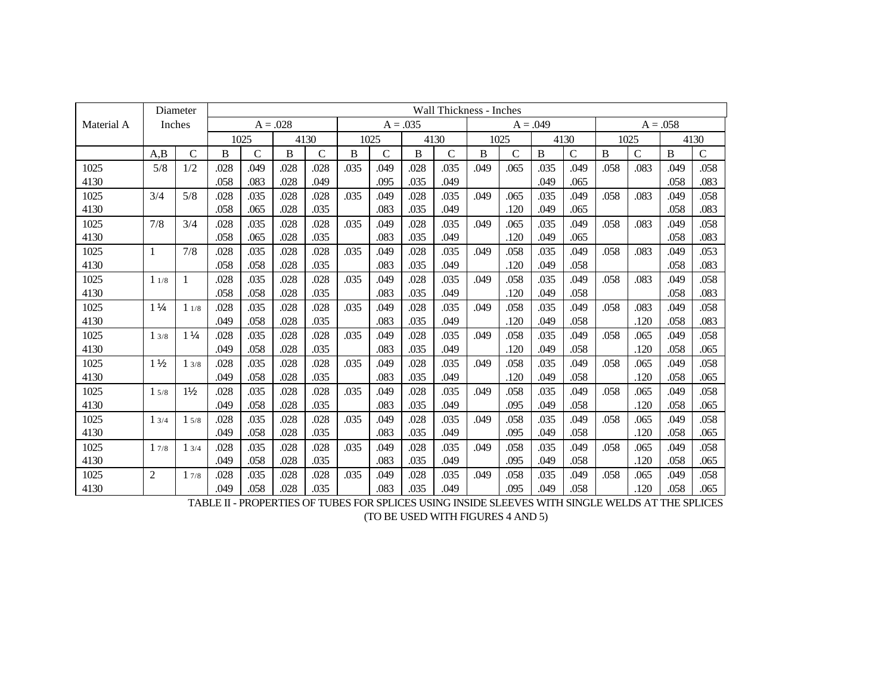| Material A | Diameter Inches | | Wall Thickness - Inches | | | | | | | | | | | | | | | |
|---|---|---|---|---|---|---|---|---|---|---|---|---|---|---|---|---|---|---|
| | | | A = .028 | | | | A = .035 | | | | A = .049 | | | | A = .058 | | | |
| | | | 1025 | | 4130 | | 1025 | | 4130 | | 1025 | | 4130 | | 1025 | | 4130 | |
| | A,B | C | B | C | B | C | B | C | B | C | B | C | B | C | B | C | B | C |
| 1025 | 5/8 | 1/2 | .028 | .049 | .028 | .028 | .035 | .049 | .028 | .035 | .049 | .065 | .035 | .049 | .058 | .083 | .049 | .058 |
| 4130 | | | .058 | .083 | .028 | .049 | | .095 | .035 | .049 | | | .049 | .065 | | | .058 | .083 |
| 1025 | 3/4 | 5/8 | .028 | .035 | .028 | .028 | .035 | .049 | .028 | .035 | .049 | .065 | .035 | .049 | .058 | .083 | .049 | .058 |
| 4130 | | | .058 | .065 | .028 | .035 | | .083 | .035 | .049 | | .120 | .049 | .065 | | | .058 | .083 |
| 1025 | 7/8 | 3/4 | .028 | .035 | .028 | .028 | .035 | .049 | .028 | .035 | .049 | .065 | .035 | .049 | .058 | .083 | .049 | .058 |
| 4130 | | | .058 | .065 | .028 | .035 | | .083 | .035 | .049 | | .120 | .049 | .065 | | | .058 | .083 |
| 1025 | 1 | 7/8 | .028 | .035 | .028 | .028 | .035 | .049 | .028 | .035 | .049 | .058 | .035 | .049 | .058 | .083 | .049 | .053 |
| 4130 | | | .058 | .058 | .028 | .035 | | .083 | .035 | .049 | | .120 | .049 | .058 | | | .058 | .083 |
| 1025 | 1 1/8 | 1 | .028 | .035 | .028 | .028 | .035 | .049 | .028 | .035 | .049 | .058 | .035 | .049 | .058 | .083 | .049 | .058 |
| 4130 | | | .058 | .058 | .028 | .035 | | .083 | .035 | .049 | | .120 | .049 | .058 | | | .058 | .083 |
| 1025 | 1 ¼ | 1 1/8 | .028 | .035 | .028 | .028 | .035 | .049 | .028 | .035 | .049 | .058 | .035 | .049 | .058 | .083 | .049 | .058 |
| 4130 | | | .049 | .058 | .028 | .035 | | .083 | .035 | .049 | | .120 | .049 | .058 | | .120 | .058 | .083 |
| 1025 | 1 3/8 | 1 ¼ | .028 | .035 | .028 | .028 | .035 | .049 | .028 | .035 | .049 | .058 | .035 | .049 | .058 | .065 | .049 | .058 |
| 4130 | | | .049 | .058 | .028 | .035 | | .083 | .035 | .049 | | .120 | .049 | .058 | | .120 | .058 | .065 |
| 1025 | 1 ½ | 1 3/8 | .028 | .035 | .028 | .028 | .035 | .049 | .028 | .035 | .049 | .058 | .035 | .049 | .058 | .065 | .049 | .058 |
| 4130 | | | .049 | .058 | .028 | .035 | | .083 | .035 | .049 | | .120 | .049 | .058 | | .120 | .058 | .065 |
| 1025 | 1 5/8 | 1½ | .028 | .035 | .028 | .028 | .035 | .049 | .028 | .035 | .049 | .058 | .035 | .049 | .058 | .065 | .049 | .058 |
| 4130 | | | .049 | .058 | .028 | .035 | | .083 | .035 | .049 | | .095 | .049 | .058 | | .120 | .058 | .065 |
| 1025 | 1 3/4 | 1 5/8 | .028 | .035 | .028 | .028 | .035 | .049 | .028 | .035 | .049 | .058 | .035 | .049 | .058 | .065 | .049 | .058 |
| 4130 | | | .049 | .058 | .028 | .035 | | .083 | .035 | .049 | | .095 | .049 | .058 | | .120 | .058 | .065 |
| 1025 | 1 7/8 | 1 3/4 | .028 | .035 | .028 | .028 | .035 | .049 | .028 | .035 | .049 | .058 | .035 | .049 | .058 | .065 | .049 | .058 |
| 4130 | | | .049 | .058 | .028 | .035 | | .083 | .035 | .049 | | .095 | .049 | .058 | | .120 | .058 | .065 |
| 1025 | 2 | 1 7/8 | .028 | .035 | .028 | .028 | .035 | .049 | .028 | .035 | .049 | .058 | .035 | .049 | .058 | .065 | .049 | .058 |
| 4130 | | | .049 | .058 | .028 | .035 | | .083 | .035 | .049 | | .095 | .049 | .058 | | .120 | .058 | .065 |

TABLE II - PROPERTIES OF TUBES FOR SPLICES USING INSIDE SLEEVES WITH SINGLE WELDS AT THE SPLICES (TO BE USED WITH FIGURES 4 AND 5)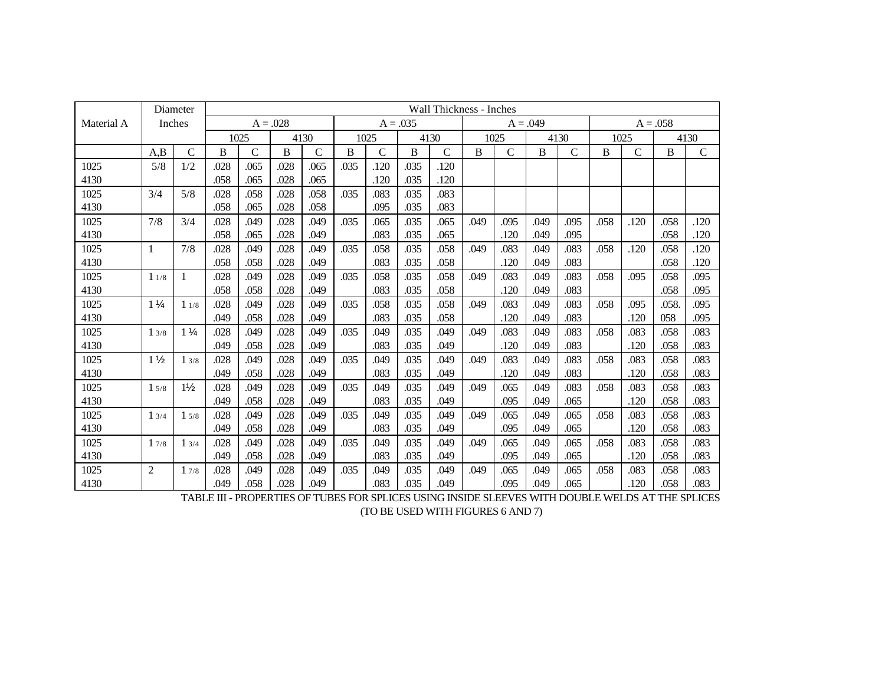| Material A | Diameter Inches | | Wall Thickness - Inches | | | | | | | | | | | | | | | |
|---|---|---|---|---|---|---|---|---|---|---|---|---|---|---|---|---|---|---|
| | | | A = .028 | | | | A = .035 | | | | A = .049 | | | | A = .058 | | | |
| | | | 1025 | | 4130 | | 1025 | | 4130 | | 1025 | | 4130 | | 1025 | | 4130 | |
| | A,B | C | B | C | B | C | B | C | B | C | B | C | B | C | B | C | B | C |
| 1025 | 5/8 | 1/2 | .028 | .065 | .028 | .065 | .035 | .120 | .035 | .120 | | | | | | | | |
| 4130 | | | .058 | .065 | .028 | .065 | | .120 | .035 | .120 | | | | | | | | |
| 1025 | 3/4 | 5/8 | .028 | .058 | .028 | .058 | .035 | .083 | .035 | .083 | | | | | | | | |
| 4130 | | | .058 | .065 | .028 | .058 | | .095 | .035 | .083 | | | | | | | | |
| 1025 | 7/8 | 3/4 | .028 | .049 | .028 | .049 | .035 | .065 | .035 | .065 | .049 | .095 | .049 | .095 | .058 | .120 | .058 | .120 |
| 4130 | | | .058 | .065 | .028 | .049 | | .083 | .035 | .065 | | .120 | .049 | .095 | | | .058 | .120 |
| 1025 | 1 | 7/8 | .028 | .049 | .028 | .049 | .035 | .058 | .035 | .058 | .049 | .083 | .049 | .083 | .058 | .120 | .058 | .120 |
| 4130 | | | .058 | .058 | .028 | .049 | | .083 | .035 | .058 | | .120 | .049 | .083 | | | .058 | .120 |
| 1025 | 1 1/8 | 1 | .028 | .049 | .028 | .049 | .035 | .058 | .035 | .058 | .049 | .083 | .049 | .083 | .058 | .095 | .058 | .095 |
| 4130 | | | .058 | .058 | .028 | .049 | | .083 | .035 | .058 | | .120 | .049 | .083 | | | .058 | .095 |
| 1025 | 1 ¼ | 1 1/8 | .028 | .049 | .028 | .049 | .035 | .058 | .035 | .058 | .049 | .083 | .049 | .083 | .058 | .095 | .058. | .095 |
| 4130 | | | .049 | .058 | .028 | .049 | | .083 | .035 | .058 | | .120 | .049 | .083 | | .120 | 058 | .095 |
| 1025 | 1 3/8 | 1 ¼ | .028 | .049 | .028 | .049 | .035 | .049 | .035 | .049 | .049 | .083 | .049 | .083 | .058 | .083 | .058 | .083 |
| 4130 | | | .049 | .058 | .028 | .049 | | .083 | .035 | .049 | | .120 | .049 | .083 | | .120 | .058 | .083 |
| 1025 | 1 ½ | 1 3/8 | .028 | .049 | .028 | .049 | .035 | .049 | .035 | .049 | .049 | .083 | .049 | .083 | .058 | .083 | .058 | .083 |
| 4130 | | | .049 | .058 | .028 | .049 | | .083 | .035 | .049 | | .120 | .049 | .083 | | .120 | .058 | .083 |
| 1025 | 1 5/8 | 1½ | .028 | .049 | .028 | .049 | .035 | .049 | .035 | .049 | .049 | .065 | .049 | .083 | .058 | .083 | .058 | .083 |
| 4130 | | | .049 | .058 | .028 | .049 | | .083 | .035 | .049 | | .095 | .049 | .065 | | .120 | .058 | .083 |
| 1025 | 1 3/4 | 1 5/8 | .028 | .049 | .028 | .049 | .035 | .049 | .035 | .049 | .049 | .065 | .049 | .065 | .058 | .083 | .058 | .083 |
| 4130 | | | .049 | .058 | .028 | .049 | | .083 | .035 | .049 | | .095 | .049 | .065 | | .120 | .058 | .083 |
| 1025 | 1 7/8 | 1 3/4 | .028 | .049 | .028 | .049 | .035 | .049 | .035 | .049 | .049 | .065 | .049 | .065 | .058 | .083 | .058 | .083 |
| 4130 | | | .049 | .058 | .028 | .049 | | .083 | .035 | .049 | | .095 | .049 | .065 | | .120 | .058 | .083 |
| 1025 | 2 | 1 7/8 | .028 | .049 | .028 | .049 | .035 | .049 | .035 | .049 | .049 | .065 | .049 | .065 | .058 | .083 | .058 | .083 |
| 4130 | | | .049 | .058 | .028 | .049 | | .083 | .035 | .049 | | .095 | .049 | .065 | | .120 | .058 | .083 |

TABLE III - PROPERTIES OF TUBES FOR SPLICES USING INSIDE SLEEVES WITH DOUBLE WELDS AT THE SPLICES
(TO BE USED WITH FIGURES 6 AND 7)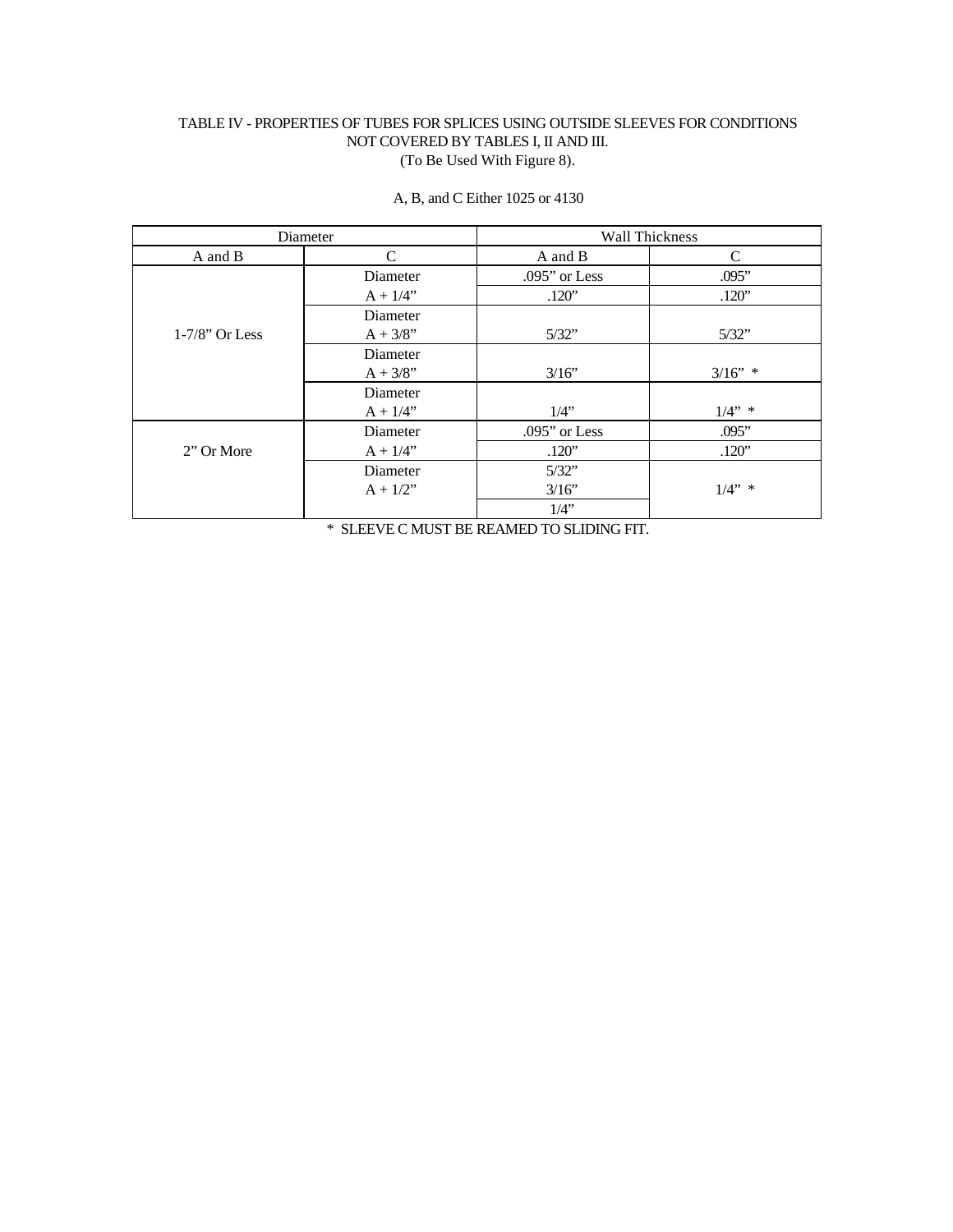TABLE IV - PROPERTIES OF TUBES FOR SPLICES USING OUTSIDE SLEEVES FOR CONDITIONS NOT COVERED BY TABLES I, II AND III.
(To Be Used With Figure 8).

A, B, and C Either 1025 or 4130

| Diameter | | Wall Thickness | |
|---|---|---|---|
| A and B | C | A and B | C |
| 1-7/8" Or Less | Diameter A + 1/4" | .095" or Less | .095" |
| | | .120" | .120" |
| | Diameter A + 3/8" | 5/32" | 5/32" |
| | Diameter A + 3/8" | 3/16" | 3/16" * |
| | Diameter A + 1/4" | 1/4" | 1/4" * |
| 2" Or More | Diameter A + 1/4" | .095" or Less | .095" |
| | | .120" | .120" |
| | Diameter A + 1/2" | 5/32" | 1/4" * |
| | | 3/16" | |
| | | 1/4" | |

* SLEEVE C MUST BE REAMED TO SLIDING FIT.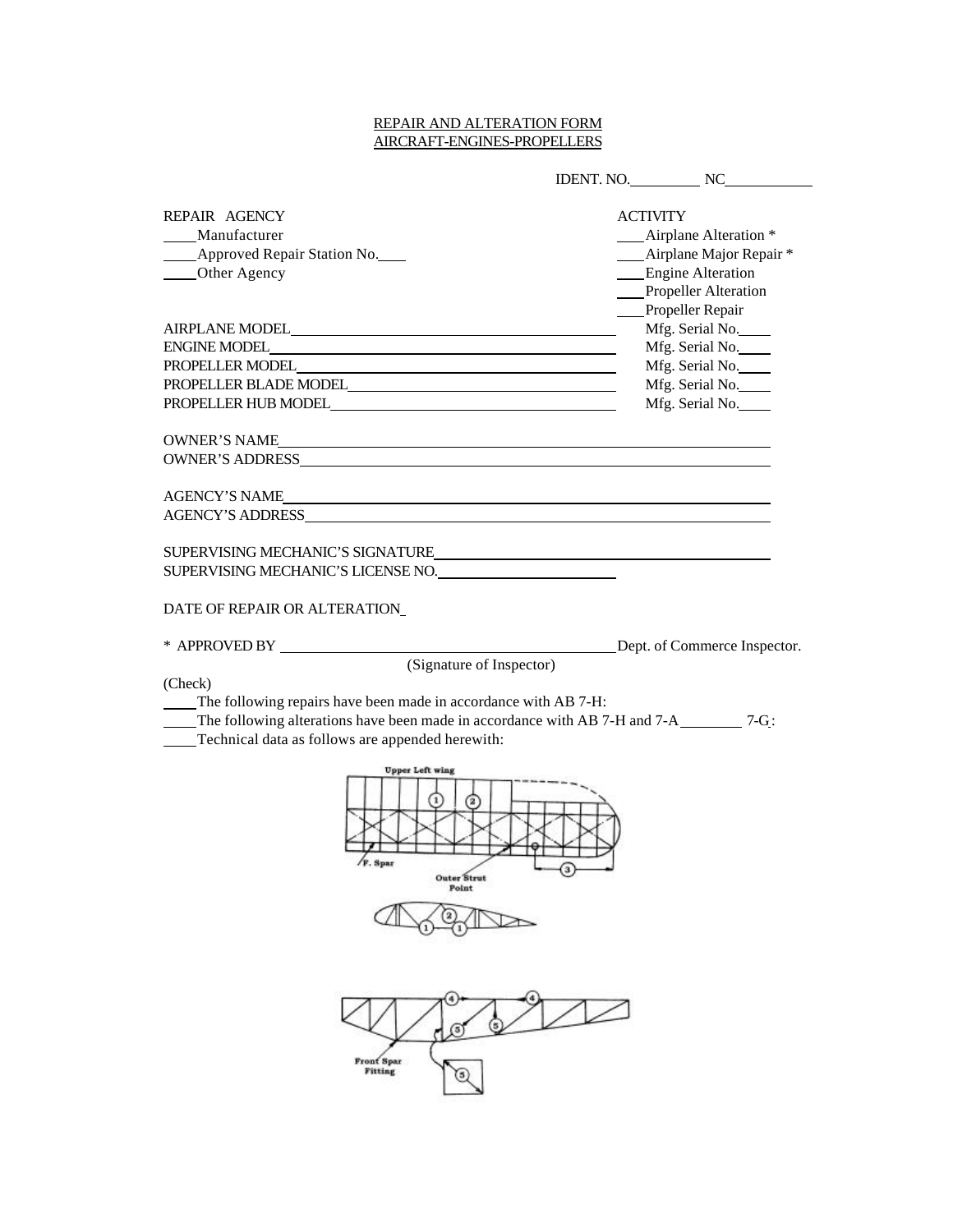REPAIR AND ALTERATION FORM
AIRCRAFT-ENGINES-PROPELLERS

IDENT. NO.__________ NC____________

REPAIR AGENCY
____Manufacturer
____Approved Repair Station No.____
____Other Agency

ACTIVITY
___Airplane Alteration *
___Airplane Major Repair *
___Engine Alteration
___Propeller Alteration
___Propeller Repair

AIRPLANE MODEL______________________________________ Mfg. Serial No.____
ENGINE MODEL_________________________________________ Mfg. Serial No.____
PROPELLER MODEL______________________________________ Mfg. Serial No.____
PROPELLER BLADE MODEL________________________________ Mfg. Serial No.____
PROPELLER HUB MODEL__________________________________ Mfg. Serial No.____

OWNER'S NAME______________________________________________________________
OWNER'S ADDRESS___________________________________________________________

AGENCY'S NAME_____________________________________________________________
AGENCY'S ADDRESS__________________________________________________________

SUPERVISING MECHANIC'S SIGNATURE__________________________________________
SUPERVISING MECHANIC'S LICENSE NO.________________________

DATE OF REPAIR OR ALTERATION_

* APPROVED BY ______________________________________________Dept. of Commerce Inspector.
(Signature of Inspector)

(Check)
____The following repairs have been made in accordance with AB 7-H:
____The following alterations have been made in accordance with AB 7-H and 7-A________ 7-G:
____Technical data as follows are appended herewith:

Upper Left wing

F. Spar

Outer Strut Point

Front Spar Fitting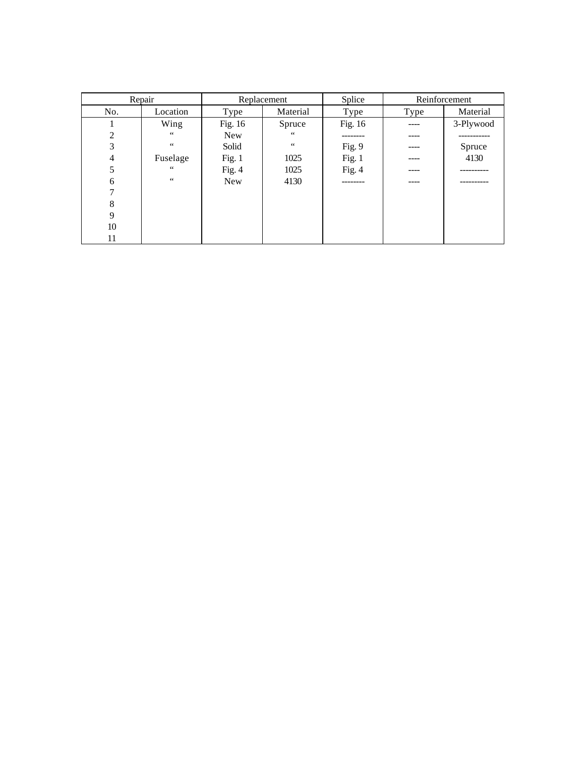| Repair | | Replacement | | Splice | Reinforcement | |
|---|---|---|---|---|---|---|
| No. | Location | Type | Material | Type | Type | Material |
| 1 | Wing | Fig. 16 | Spruce | Fig. 16 | ---- | 3-Plywood |
| 2 | " | New | " | -------- | ---- | ----------- |
| 3 | " | Solid | " | Fig. 9 | ---- | Spruce |
| 4 | Fuselage | Fig. 1 | 1025 | Fig. 1 | ---- | 4130 |
| 5 | " | Fig. 4 | 1025 | Fig. 4 | ---- | ---------- |
| 6 | " | New | 4130 | -------- | ---- | ---------- |
| 7 | | | | | | |
| 8 | | | | | | |
| 9 | | | | | | |
| 10 | | | | | | |
| 11 | | | | | | |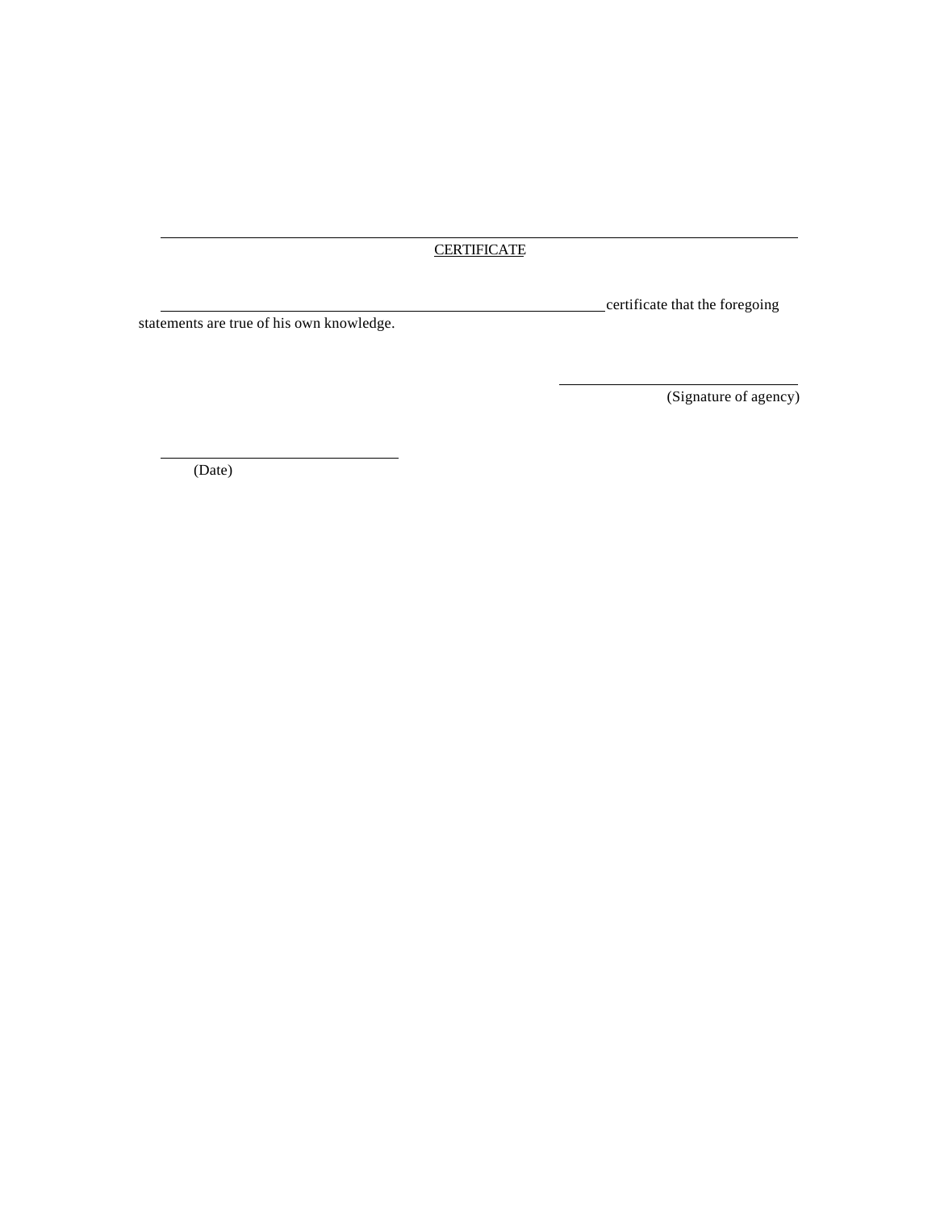---

CERTIFICATE

\_\_\_\_\_\_\_\_\_\_\_\_\_\_\_\_\_\_\_\_\_\_\_\_\_\_\_\_\_\_\_\_\_\_\_\_\_\_\_\_\_\_\_\_\_\_\_\_\_\_\_\_\_\_ certificate that the foregoing statements are true of his own knowledge.

\_\_\_\_\_\_\_\_\_\_\_\_\_\_\_\_\_\_\_\_\_\_\_\_\_\_\_\_\_\_
(Signature of agency)

\_\_\_\_\_\_\_\_\_\_\_\_\_\_\_\_\_\_\_\_\_\_\_\_\_\_\_\_\_\_
(Date)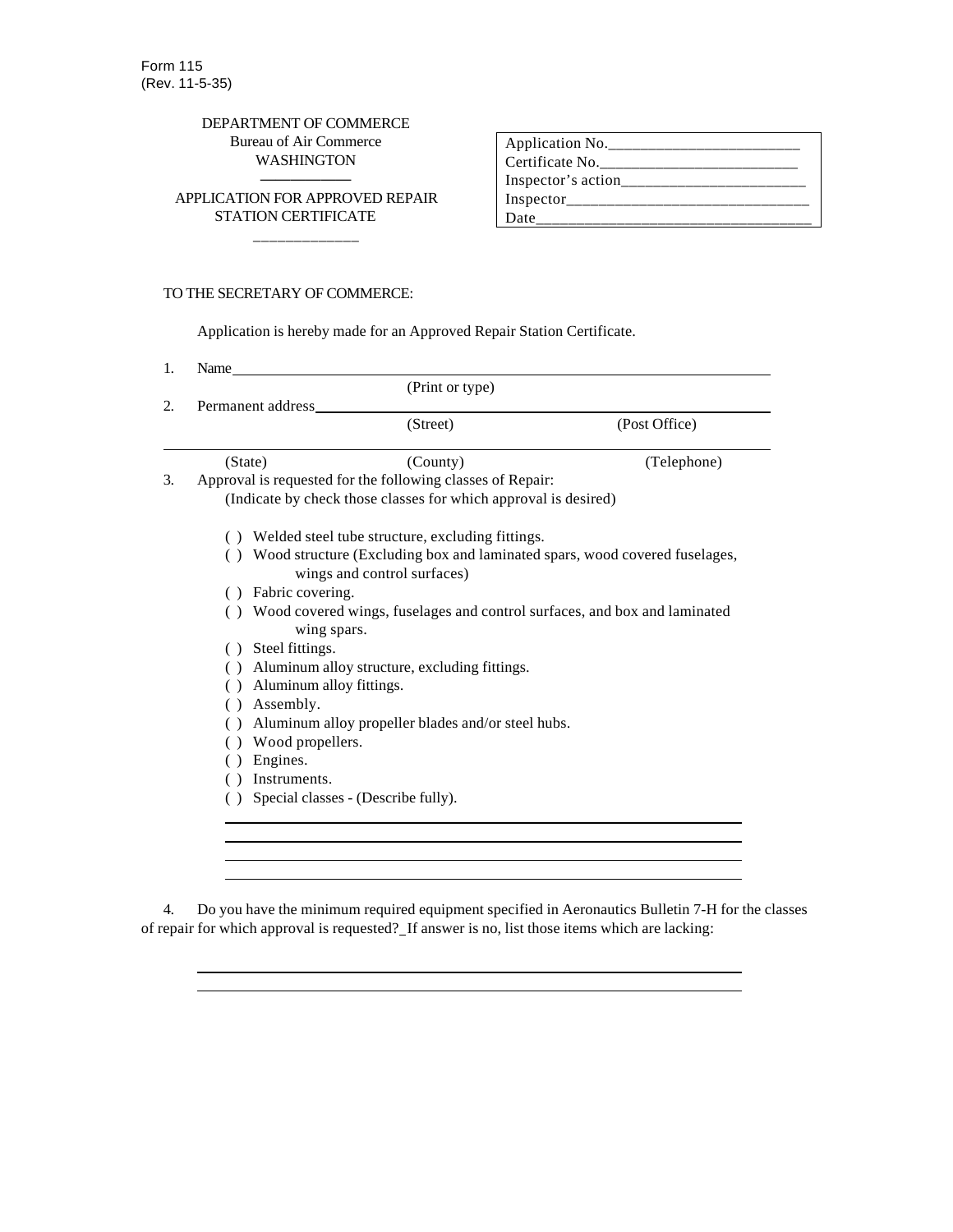Form 115
(Rev. 11-5-35)

DEPARTMENT OF COMMERCE
Bureau of Air Commerce
WASHINGTON

APPLICATION FOR APPROVED REPAIR STATION CERTIFICATE

| |
|---|
| Application No.________________________ |
| Certificate No.________________________ |
| Inspector's action______________________ |
| Inspector_____________________________ |
| Date_________________________________ |

TO THE SECRETARY OF COMMERCE:

Application is hereby made for an Approved Repair Station Certificate.

1. Name____________________________________________
   (Print or type)

2. Permanent address____________________________________
   (Street) (Post Office)

   ____________________________________________
   (State) (County) (Telephone)

3. Approval is requested for the following classes of Repair:
   (Indicate by check those classes for which approval is desired)

   ( ) Welded steel tube structure, excluding fittings.
   ( ) Wood structure (Excluding box and laminated spars, wood covered fuselages, wings and control surfaces)
   ( ) Fabric covering.
   ( ) Wood covered wings, fuselages and control surfaces, and box and laminated wing spars.
   ( ) Steel fittings.
   ( ) Aluminum alloy structure, excluding fittings.
   ( ) Aluminum alloy fittings.
   ( ) Assembly.
   ( ) Aluminum alloy propeller blades and/or steel hubs.
   ( ) Wood propellers.
   ( ) Engines.
   ( ) Instruments.
   ( ) Special classes - (Describe fully).

   ____________________________________________
   ____________________________________________
   ____________________________________________
   ____________________________________________

4. Do you have the minimum required equipment specified in Aeronautics Bulletin 7-H for the classes of repair for which approval is requested?_If answer is no, list those items which are lacking:

   ____________________________________________
   ____________________________________________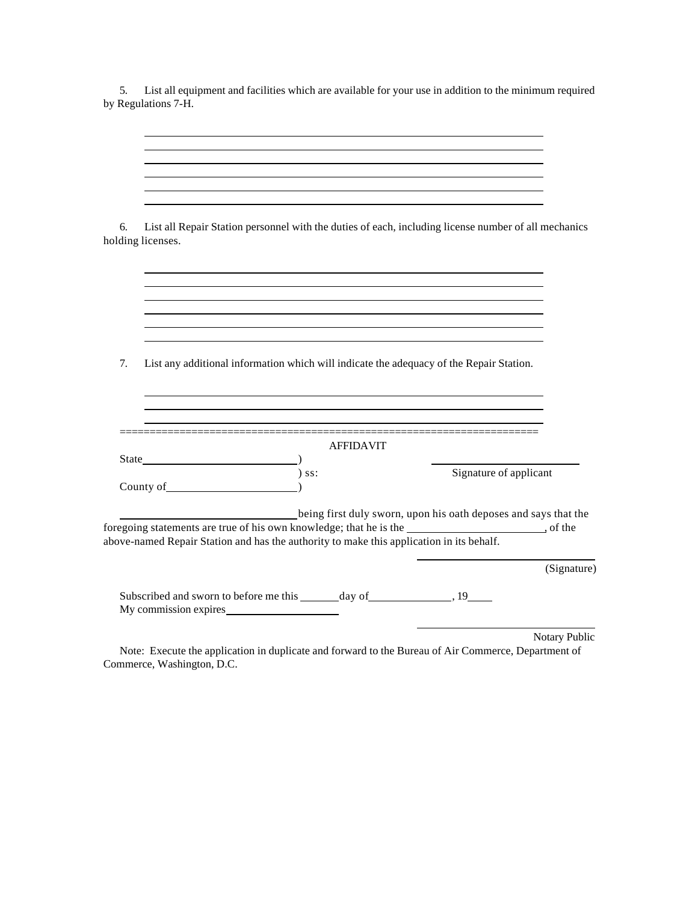5. List all equipment and facilities which are available for your use in addition to the minimum required by Regulations 7-H.

______________________________________________________________

______________________________________________________________

______________________________________________________________

______________________________________________________________

______________________________________________________________

______________________________________________________________

6. List all Repair Station personnel with the duties of each, including license number of all mechanics holding licenses.

______________________________________________________________

______________________________________________________________

______________________________________________________________

______________________________________________________________

______________________________________________________________

______________________________________________________________

7. List any additional information which will indicate the adequacy of the Repair Station.

______________________________________________________________

______________________________________________________________

______________________________________________________________

======================================================================

AFFIDAVIT

State ____________________________ )
) ss:
County of ________________________ )

____________________________
Signature of applicant

________________________________ being first duly sworn, upon his oath deposes and says that the foregoing statements are true of his own knowledge; that he is the ________________________, of the above-named Repair Station and has the authority to make this application in its behalf.

____________________________
(Signature)

Subscribed and sworn to before me this _______ day of _______________, 19____
My commission expires ____________________

____________________________
Notary Public

Note: Execute the application in duplicate and forward to the Bureau of Air Commerce, Department of Commerce, Washington, D.C.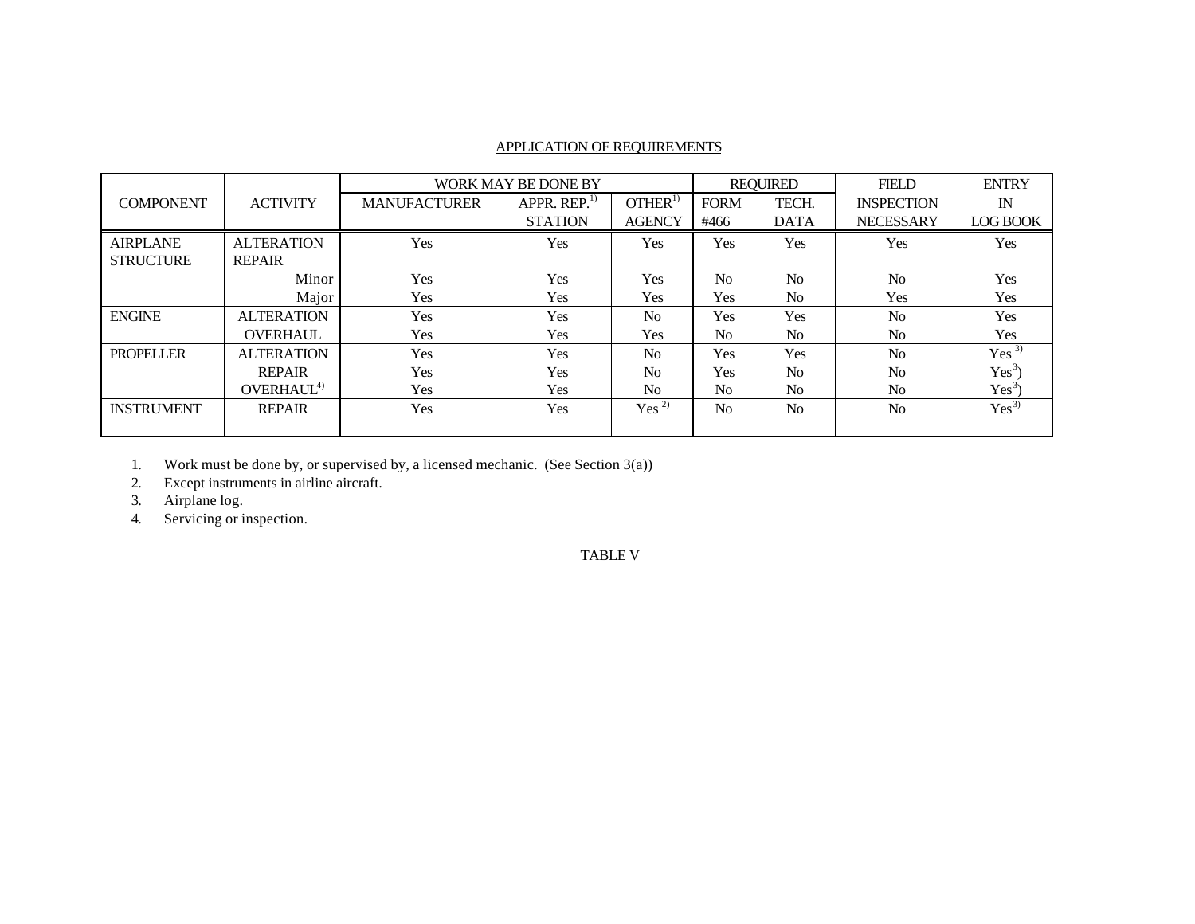APPLICATION OF REQUIREMENTS

| COMPONENT | ACTIVITY | WORK MAY BE DONE BY | | | REQUIRED | | FIELD INSPECTION NECESSARY | ENTRY IN LOG BOOK |
|---|---|---|---|---|---|---|---|---|
| | | MANUFACTURER | APPR. REP.[1] STATION | OTHER[1] AGENCY | FORM #466 | TECH. DATA | | |
| AIRPLANE STRUCTURE | ALTERATION | Yes | Yes | Yes | Yes | Yes | Yes | Yes |
| | REPAIR | | | | | | | |
| | Minor | Yes | Yes | Yes | No | No | No | Yes |
| | Major | Yes | Yes | Yes | Yes | No | Yes | Yes |
| ENGINE | ALTERATION | Yes | Yes | No | Yes | Yes | No | Yes |
| | OVERHAUL | Yes | Yes | Yes | No | No | No | Yes |
| PROPELLER | ALTERATION | Yes | Yes | No | Yes | Yes | No | Yes [3] |
| | REPAIR | Yes | Yes | No | Yes | No | No | Yes[3] |
| | OVERHAUL[4] | Yes | Yes | No | No | No | No | Yes[3] |
| INSTRUMENT | REPAIR | Yes | Yes | Yes [2] | No | No | No | Yes[3] |

1. Work must be done by, or supervised by, a licensed mechanic. (See Section 3(a))
2. Except instruments in airline aircraft.
3. Airplane log.
4. Servicing or inspection.

TABLE V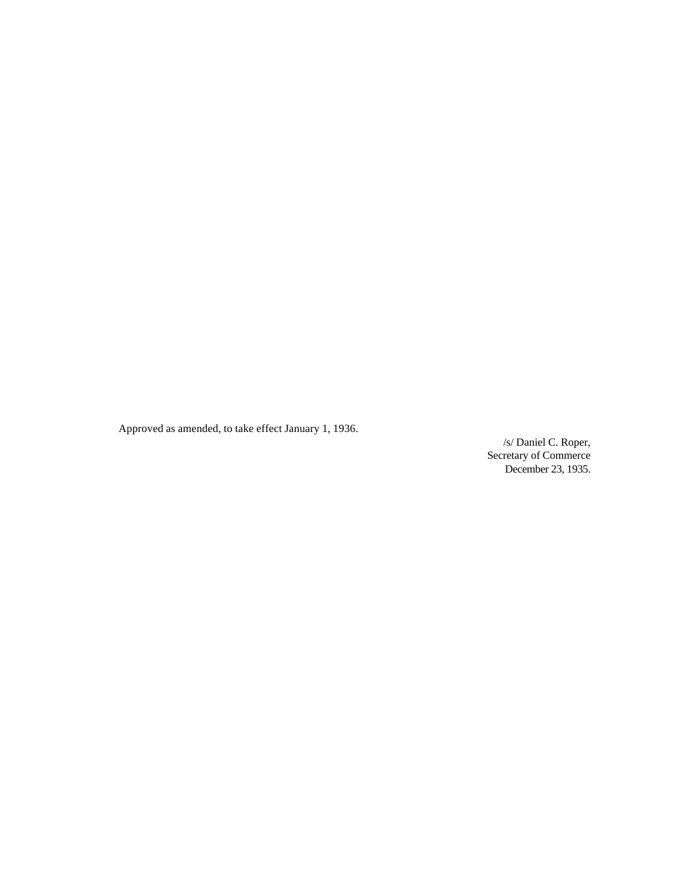Approved as amended, to take effect January 1, 1936.

/s/ Daniel C. Roper,  
Secretary of Commerce  
December 23, 1935.